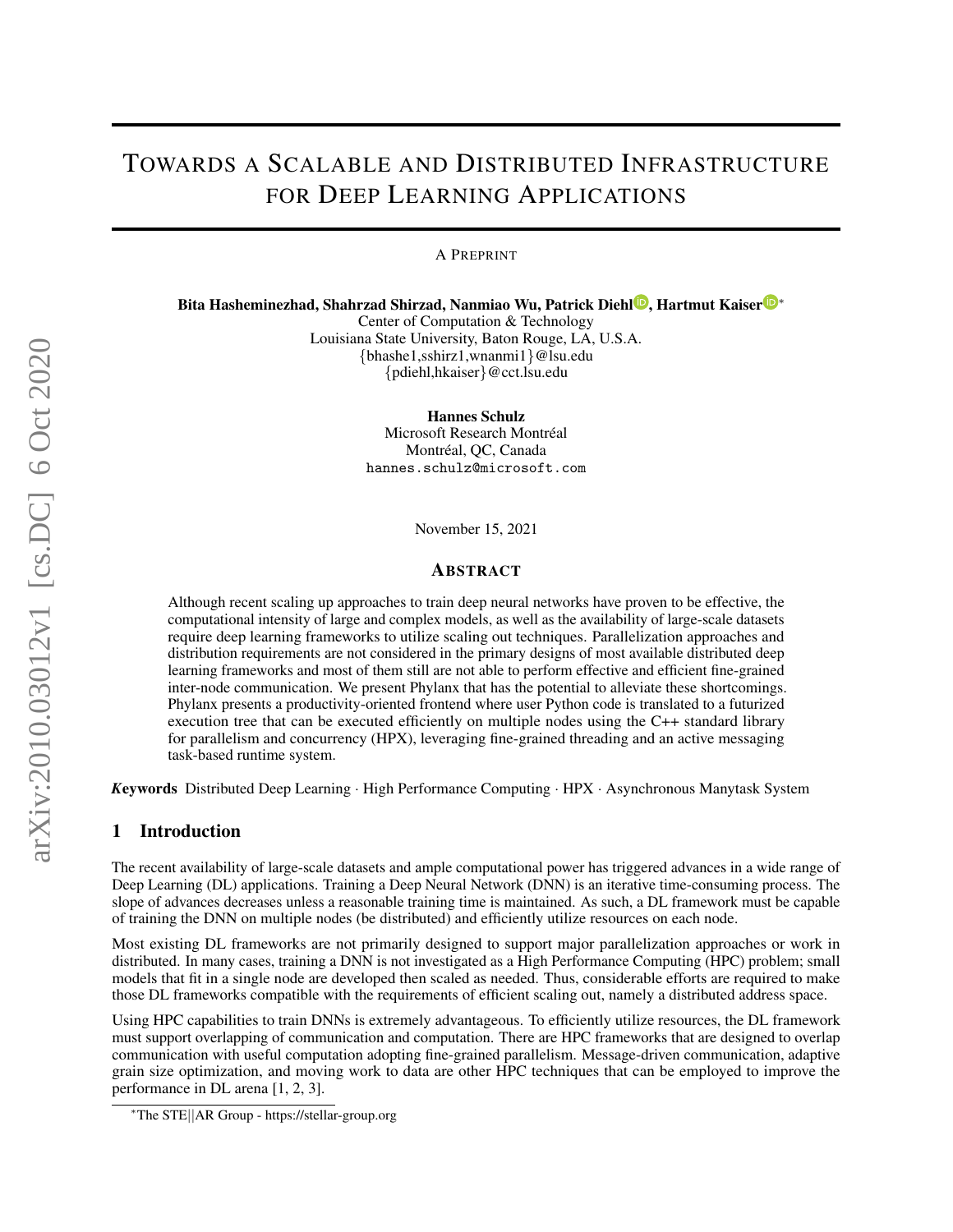# Towards a Scalable and Distributed Infrastructure for Deep Learning Applications

A Preprint

**Bita Hasheminezhad, Shahrzad Shirzad, Nanmiao Wu, Patrick Diehl, Hartmut Kaiser**[*]
Center of Computation & Technology
Louisiana State University, Baton Rouge, LA, U.S.A.
{bhashe1,sshirz1,wnanmi1}@lsu.edu
{pdiehl,hkaiser}@cct.lsu.edu

**Hannes Schulz**
Microsoft Research Montréal
Montréal, QC, Canada
hannes.schulz@microsoft.com

November 15, 2021

## Abstract

Although recent scaling up approaches to train deep neural networks have proven to be effective, the computational intensity of large and complex models, as well as the availability of large-scale datasets require deep learning frameworks to utilize scaling out techniques. Parallelization approaches and distribution requirements are not considered in the primary designs of most available distributed deep learning frameworks and most of them still are not able to perform effective and efficient fine-grained inter-node communication. We present Phylanx that has the potential to alleviate these shortcomings. Phylanx presents a productivity-oriented frontend where user Python code is translated to a futurized execution tree that can be executed efficiently on multiple nodes using the C++ standard library for parallelism and concurrency (HPX), leveraging fine-grained threading and an active messaging task-based runtime system.

***Keywords*** Distributed Deep Learning · High Performance Computing · HPX · Asynchronous Manytask System

## 1 Introduction

The recent availability of large-scale datasets and ample computational power has triggered advances in a wide range of Deep Learning (DL) applications. Training a Deep Neural Network (DNN) is an iterative time-consuming process. The slope of advances decreases unless a reasonable training time is maintained. As such, a DL framework must be capable of training the DNN on multiple nodes (be distributed) and efficiently utilize resources on each node.

Most existing DL frameworks are not primarily designed to support major parallelization approaches or work in distributed. In many cases, training a DNN is not investigated as a High Performance Computing (HPC) problem; small models that fit in a single node are developed then scaled as needed. Thus, considerable efforts are required to make those DL frameworks compatible with the requirements of efficient scaling out, namely a distributed address space.

Using HPC capabilities to train DNNs is extremely advantageous. To efficiently utilize resources, the DL framework must support overlapping of communication and computation. There are HPC frameworks that are designed to overlap communication with useful computation adopting fine-grained parallelism. Message-driven communication, adaptive grain size optimization, and moving work to data are other HPC techniques that can be employed to improve the performance in DL arena [1, 2, 3].

[*] The STE||AR Group - https://stellar-group.org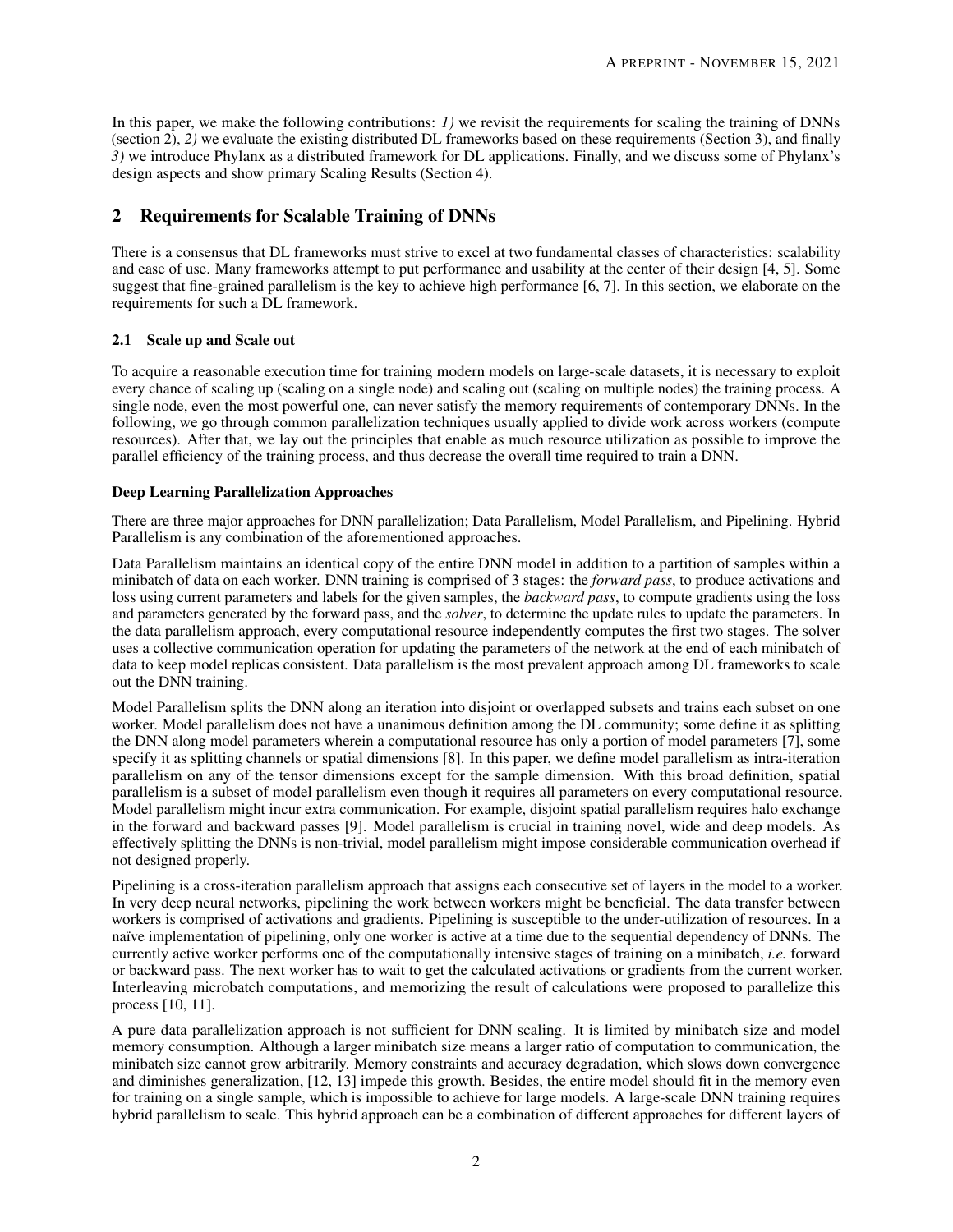In this paper, we make the following contributions: *1)* we revisit the requirements for scaling the training of DNNs (section 2), *2)* we evaluate the existing distributed DL frameworks based on these requirements (Section 3), and finally *3)* we introduce Phylanx as a distributed framework for DL applications. Finally, and we discuss some of Phylanx's design aspects and show primary Scaling Results (Section 4).

## 2 Requirements for Scalable Training of DNNs

There is a consensus that DL frameworks must strive to excel at two fundamental classes of characteristics: scalability and ease of use. Many frameworks attempt to put performance and usability at the center of their design [4, 5]. Some suggest that fine-grained parallelism is the key to achieve high performance [6, 7]. In this section, we elaborate on the requirements for such a DL framework.

### 2.1 Scale up and Scale out

To acquire a reasonable execution time for training modern models on large-scale datasets, it is necessary to exploit every chance of scaling up (scaling on a single node) and scaling out (scaling on multiple nodes) the training process. A single node, even the most powerful one, can never satisfy the memory requirements of contemporary DNNs. In the following, we go through common parallelization techniques usually applied to divide work across workers (compute resources). After that, we lay out the principles that enable as much resource utilization as possible to improve the parallel efficiency of the training process, and thus decrease the overall time required to train a DNN.

**Deep Learning Parallelization Approaches**

There are three major approaches for DNN parallelization; Data Parallelism, Model Parallelism, and Pipelining. Hybrid Parallelism is any combination of the aforementioned approaches.

Data Parallelism maintains an identical copy of the entire DNN model in addition to a partition of samples within a minibatch of data on each worker. DNN training is comprised of 3 stages: the *forward pass*, to produce activations and loss using current parameters and labels for the given samples, the *backward pass*, to compute gradients using the loss and parameters generated by the forward pass, and the *solver*, to determine the update rules to update the parameters. In the data parallelism approach, every computational resource independently computes the first two stages. The solver uses a collective communication operation for updating the parameters of the network at the end of each minibatch of data to keep model replicas consistent. Data parallelism is the most prevalent approach among DL frameworks to scale out the DNN training.

Model Parallelism splits the DNN along an iteration into disjoint or overlapped subsets and trains each subset on one worker. Model parallelism does not have a unanimous definition among the DL community; some define it as splitting the DNN along model parameters wherein a computational resource has only a portion of model parameters [7], some specify it as splitting channels or spatial dimensions [8]. In this paper, we define model parallelism as intra-iteration parallelism on any of the tensor dimensions except for the sample dimension. With this broad definition, spatial parallelism is a subset of model parallelism even though it requires all parameters on every computational resource. Model parallelism might incur extra communication. For example, disjoint spatial parallelism requires halo exchange in the forward and backward passes [9]. Model parallelism is crucial in training novel, wide and deep models. As effectively splitting the DNNs is non-trivial, model parallelism might impose considerable communication overhead if not designed properly.

Pipelining is a cross-iteration parallelism approach that assigns each consecutive set of layers in the model to a worker. In very deep neural networks, pipelining the work between workers might be beneficial. The data transfer between workers is comprised of activations and gradients. Pipelining is susceptible to the under-utilization of resources. In a naïve implementation of pipelining, only one worker is active at a time due to the sequential dependency of DNNs. The currently active worker performs one of the computationally intensive stages of training on a minibatch, *i.e.* forward or backward pass. The next worker has to wait to get the calculated activations or gradients from the current worker. Interleaving microbatch computations, and memorizing the result of calculations were proposed to parallelize this process [10, 11].

A pure data parallelization approach is not sufficient for DNN scaling. It is limited by minibatch size and model memory consumption. Although a larger minibatch size means a larger ratio of computation to communication, the minibatch size cannot grow arbitrarily. Memory constraints and accuracy degradation, which slows down convergence and diminishes generalization, [12, 13] impede this growth. Besides, the entire model should fit in the memory even for training on a single sample, which is impossible to achieve for large models. A large-scale DNN training requires hybrid parallelism to scale. This hybrid approach can be a combination of different approaches for different layers of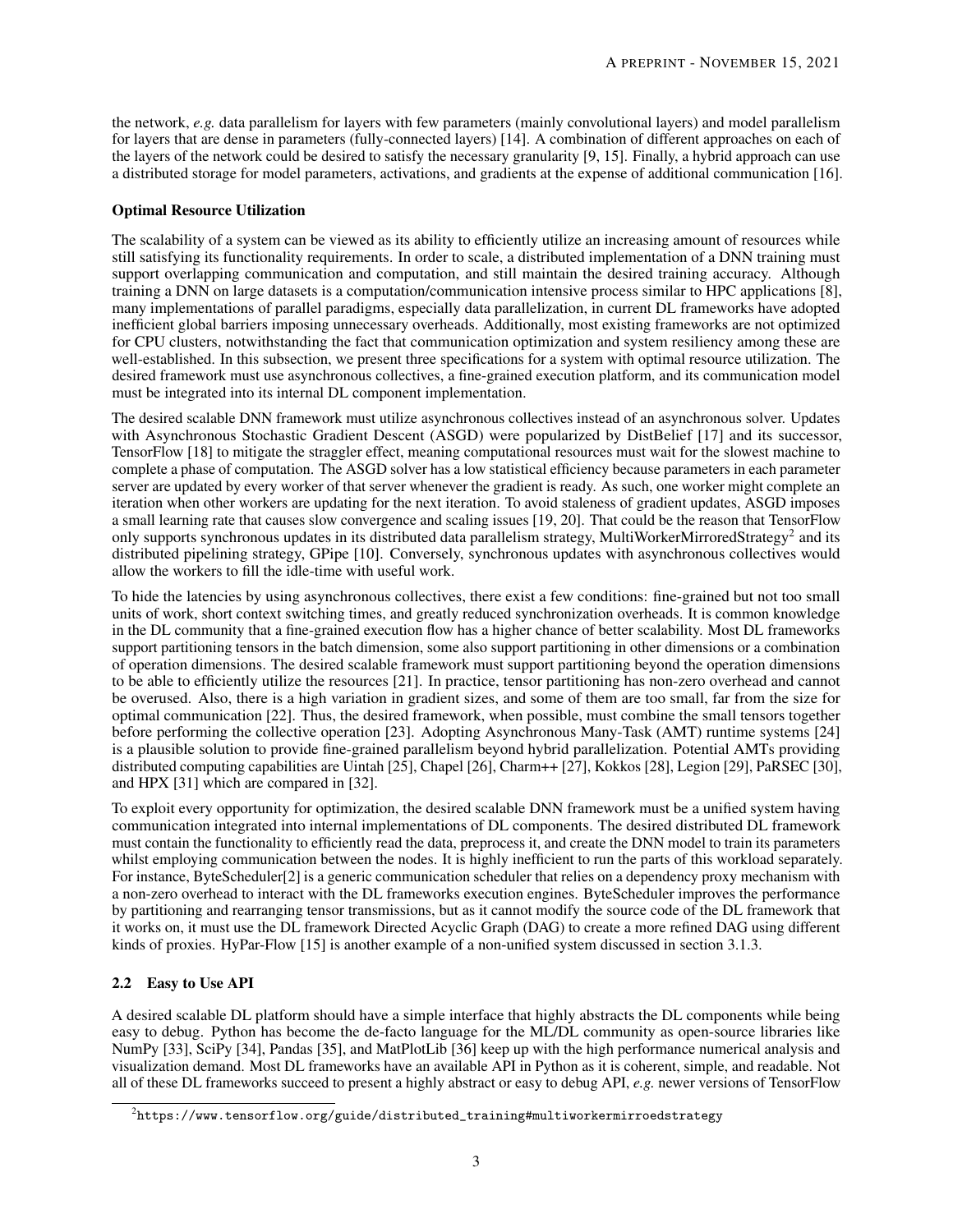the network, *e.g.* data parallelism for layers with few parameters (mainly convolutional layers) and model parallelism for layers that are dense in parameters (fully-connected layers) [14]. A combination of different approaches on each of the layers of the network could be desired to satisfy the necessary granularity [9, 15]. Finally, a hybrid approach can use a distributed storage for model parameters, activations, and gradients at the expense of additional communication [16].

#### Optimal Resource Utilization

The scalability of a system can be viewed as its ability to efficiently utilize an increasing amount of resources while still satisfying its functionality requirements. In order to scale, a distributed implementation of a DNN training must support overlapping communication and computation, and still maintain the desired training accuracy. Although training a DNN on large datasets is a computation/communication intensive process similar to HPC applications [8], many implementations of parallel paradigms, especially data parallelization, in current DL frameworks have adopted inefficient global barriers imposing unnecessary overheads. Additionally, most existing frameworks are not optimized for CPU clusters, notwithstanding the fact that communication optimization and system resiliency among these are well-established. In this subsection, we present three specifications for a system with optimal resource utilization. The desired framework must use asynchronous collectives, a fine-grained execution platform, and its communication model must be integrated into its internal DL component implementation.

The desired scalable DNN framework must utilize asynchronous collectives instead of an asynchronous solver. Updates with Asynchronous Stochastic Gradient Descent (ASGD) were popularized by DistBelief [17] and its successor, TensorFlow [18] to mitigate the straggler effect, meaning computational resources must wait for the slowest machine to complete a phase of computation. The ASGD solver has a low statistical efficiency because parameters in each parameter server are updated by every worker of that server whenever the gradient is ready. As such, one worker might complete an iteration when other workers are updating for the next iteration. To avoid staleness of gradient updates, ASGD imposes a small learning rate that causes slow convergence and scaling issues [19, 20]. That could be the reason that TensorFlow only supports synchronous updates in its distributed data parallelism strategy, MultiWorkerMirroredStrategy[2] and its distributed pipelining strategy, GPipe [10]. Conversely, synchronous updates with asynchronous collectives would allow the workers to fill the idle-time with useful work.

To hide the latencies by using asynchronous collectives, there exist a few conditions: fine-grained but not too small units of work, short context switching times, and greatly reduced synchronization overheads. It is common knowledge in the DL community that a fine-grained execution flow has a higher chance of better scalability. Most DL frameworks support partitioning tensors in the batch dimension, some also support partitioning in other dimensions or a combination of operation dimensions. The desired scalable framework must support partitioning beyond the operation dimensions to be able to efficiently utilize the resources [21]. In practice, tensor partitioning has non-zero overhead and cannot be overused. Also, there is a high variation in gradient sizes, and some of them are too small, far from the size for optimal communication [22]. Thus, the desired framework, when possible, must combine the small tensors together before performing the collective operation [23]. Adopting Asynchronous Many-Task (AMT) runtime systems [24] is a plausible solution to provide fine-grained parallelism beyond hybrid parallelization. Potential AMTs providing distributed computing capabilities are Uintah [25], Chapel [26], Charm++ [27], Kokkos [28], Legion [29], PaRSEC [30], and HPX [31] which are compared in [32].

To exploit every opportunity for optimization, the desired scalable DNN framework must be a unified system having communication integrated into internal implementations of DL components. The desired distributed DL framework must contain the functionality to efficiently read the data, preprocess it, and create the DNN model to train its parameters whilst employing communication between the nodes. It is highly inefficient to run the parts of this workload separately. For instance, ByteScheduler[2] is a generic communication scheduler that relies on a dependency proxy mechanism with a non-zero overhead to interact with the DL frameworks execution engines. ByteScheduler improves the performance by partitioning and rearranging tensor transmissions, but as it cannot modify the source code of the DL framework that it works on, it must use the DL framework Directed Acyclic Graph (DAG) to create a more refined DAG using different kinds of proxies. HyPar-Flow [15] is another example of a non-unified system discussed in section 3.1.3.

### 2.2 Easy to Use API

A desired scalable DL platform should have a simple interface that highly abstracts the DL components while being easy to debug. Python has become the de-facto language for the ML/DL community as open-source libraries like NumPy [33], SciPy [34], Pandas [35], and MatPlotLib [36] keep up with the high performance numerical analysis and visualization demand. Most DL frameworks have an available API in Python as it is coherent, simple, and readable. Not all of these DL frameworks succeed to present a highly abstract or easy to debug API, *e.g.* newer versions of TensorFlow

[2] https://www.tensorflow.org/guide/distributed_training#multiworkermirroedstrategy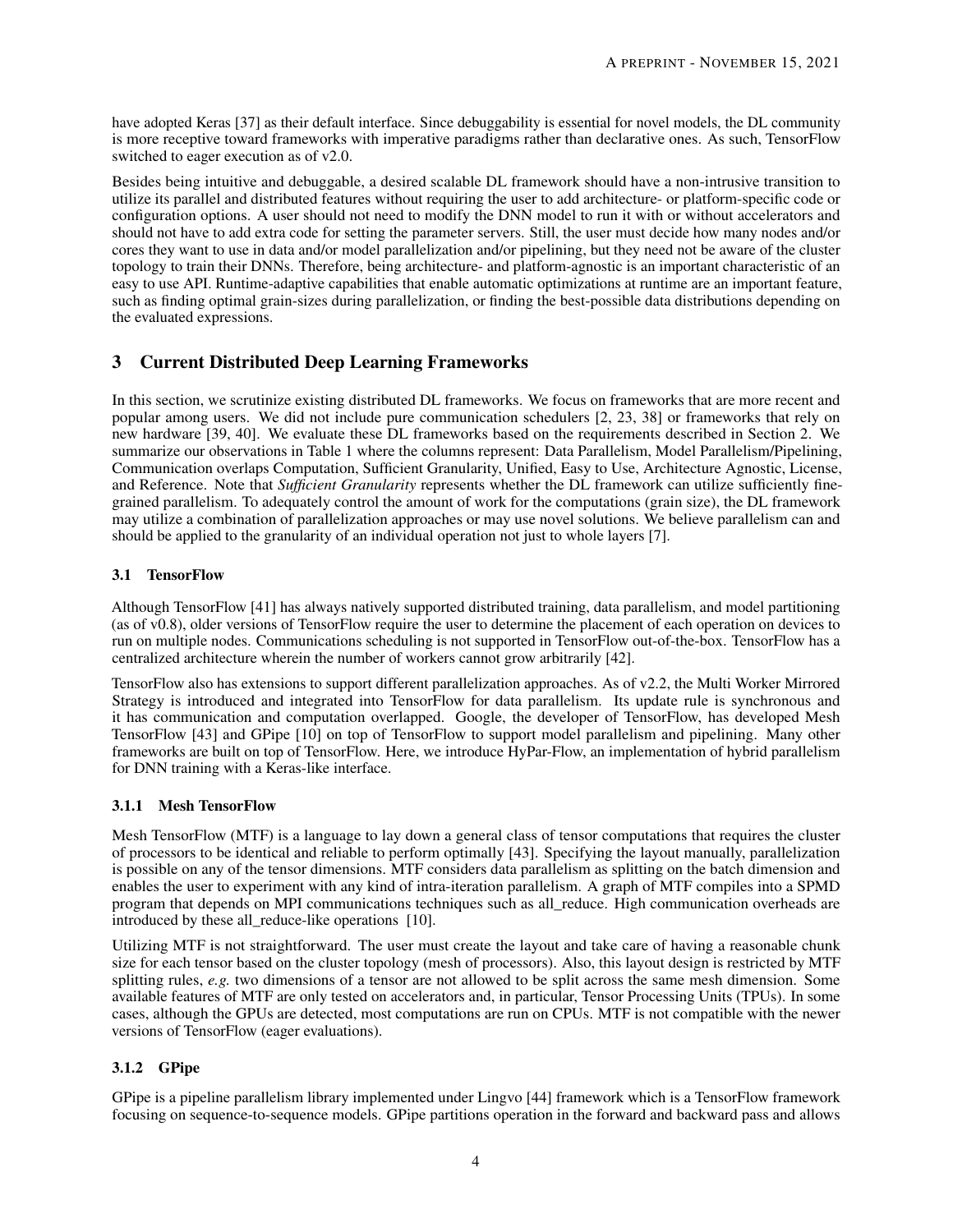have adopted Keras [37] as their default interface. Since debuggability is essential for novel models, the DL community is more receptive toward frameworks with imperative paradigms rather than declarative ones. As such, TensorFlow switched to eager execution as of v2.0.

Besides being intuitive and debuggable, a desired scalable DL framework should have a non-intrusive transition to utilize its parallel and distributed features without requiring the user to add architecture- or platform-specific code or configuration options. A user should not need to modify the DNN model to run it with or without accelerators and should not have to add extra code for setting the parameter servers. Still, the user must decide how many nodes and/or cores they want to use in data and/or model parallelization and/or pipelining, but they need not be aware of the cluster topology to train their DNNs. Therefore, being architecture- and platform-agnostic is an important characteristic of an easy to use API. Runtime-adaptive capabilities that enable automatic optimizations at runtime are an important feature, such as finding optimal grain-sizes during parallelization, or finding the best-possible data distributions depending on the evaluated expressions.

## 3 Current Distributed Deep Learning Frameworks

In this section, we scrutinize existing distributed DL frameworks. We focus on frameworks that are more recent and popular among users. We did not include pure communication schedulers [2, 23, 38] or frameworks that rely on new hardware [39, 40]. We evaluate these DL frameworks based on the requirements described in Section 2. We summarize our observations in Table 1 where the columns represent: Data Parallelism, Model Parallelism/Pipelining, Communication overlaps Computation, Sufficient Granularity, Unified, Easy to Use, Architecture Agnostic, License, and Reference. Note that *Sufficient Granularity* represents whether the DL framework can utilize sufficiently fine-grained parallelism. To adequately control the amount of work for the computations (grain size), the DL framework may utilize a combination of parallelization approaches or may use novel solutions. We believe parallelism can and should be applied to the granularity of an individual operation not just to whole layers [7].

### 3.1 TensorFlow

Although TensorFlow [41] has always natively supported distributed training, data parallelism, and model partitioning (as of v0.8), older versions of TensorFlow require the user to determine the placement of each operation on devices to run on multiple nodes. Communications scheduling is not supported in TensorFlow out-of-the-box. TensorFlow has a centralized architecture wherein the number of workers cannot grow arbitrarily [42].

TensorFlow also has extensions to support different parallelization approaches. As of v2.2, the Multi Worker Mirrored Strategy is introduced and integrated into TensorFlow for data parallelism. Its update rule is synchronous and it has communication and computation overlapped. Google, the developer of TensorFlow, has developed Mesh TensorFlow [43] and GPipe [10] on top of TensorFlow to support model parallelism and pipelining. Many other frameworks are built on top of TensorFlow. Here, we introduce HyPar-Flow, an implementation of hybrid parallelism for DNN training with a Keras-like interface.

#### 3.1.1 Mesh TensorFlow

Mesh TensorFlow (MTF) is a language to lay down a general class of tensor computations that requires the cluster of processors to be identical and reliable to perform optimally [43]. Specifying the layout manually, parallelization is possible on any of the tensor dimensions. MTF considers data parallelism as splitting on the batch dimension and enables the user to experiment with any kind of intra-iteration parallelism. A graph of MTF compiles into a SPMD program that depends on MPI communications techniques such as all_reduce. High communication overheads are introduced by these all_reduce-like operations [10].

Utilizing MTF is not straightforward. The user must create the layout and take care of having a reasonable chunk size for each tensor based on the cluster topology (mesh of processors). Also, this layout design is restricted by MTF splitting rules, *e.g.* two dimensions of a tensor are not allowed to be split across the same mesh dimension. Some available features of MTF are only tested on accelerators and, in particular, Tensor Processing Units (TPUs). In some cases, although the GPUs are detected, most computations are run on CPUs. MTF is not compatible with the newer versions of TensorFlow (eager evaluations).

#### 3.1.2 GPipe

GPipe is a pipeline parallelism library implemented under Lingvo [44] framework which is a TensorFlow framework focusing on sequence-to-sequence models. GPipe partitions operation in the forward and backward pass and allows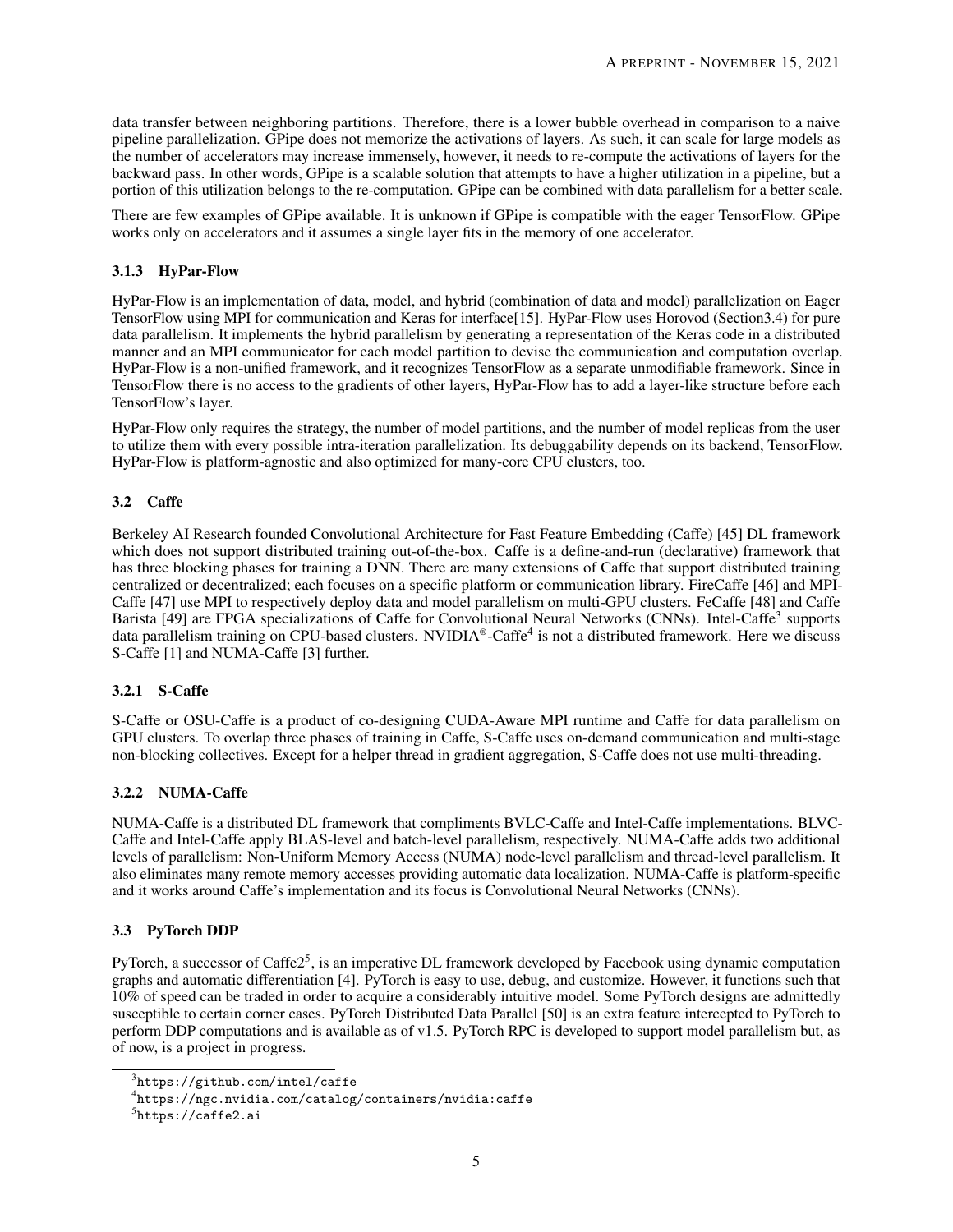data transfer between neighboring partitions. Therefore, there is a lower bubble overhead in comparison to a naive pipeline parallelization. GPipe does not memorize the activations of layers. As such, it can scale for large models as the number of accelerators may increase immensely, however, it needs to re-compute the activations of layers for the backward pass. In other words, GPipe is a scalable solution that attempts to have a higher utilization in a pipeline, but a portion of this utilization belongs to the re-computation. GPipe can be combined with data parallelism for a better scale.

There are few examples of GPipe available. It is unknown if GPipe is compatible with the eager TensorFlow. GPipe works only on accelerators and it assumes a single layer fits in the memory of one accelerator.

### 3.1.3 HyPar-Flow

HyPar-Flow is an implementation of data, model, and hybrid (combination of data and model) parallelization on Eager TensorFlow using MPI for communication and Keras for interface[15]. HyPar-Flow uses Horovod (Section3.4) for pure data parallelism. It implements the hybrid parallelism by generating a representation of the Keras code in a distributed manner and an MPI communicator for each model partition to devise the communication and computation overlap. HyPar-Flow is a non-unified framework, and it recognizes TensorFlow as a separate unmodifiable framework. Since in TensorFlow there is no access to the gradients of other layers, HyPar-Flow has to add a layer-like structure before each TensorFlow's layer.

HyPar-Flow only requires the strategy, the number of model partitions, and the number of model replicas from the user to utilize them with every possible intra-iteration parallelization. Its debuggability depends on its backend, TensorFlow. HyPar-Flow is platform-agnostic and also optimized for many-core CPU clusters, too.

## 3.2 Caffe

Berkeley AI Research founded Convolutional Architecture for Fast Feature Embedding (Caffe) [45] DL framework which does not support distributed training out-of-the-box. Caffe is a define-and-run (declarative) framework that has three blocking phases for training a DNN. There are many extensions of Caffe that support distributed training centralized or decentralized; each focuses on a specific platform or communication library. FireCaffe [46] and MPI-Caffe [47] use MPI to respectively deploy data and model parallelism on multi-GPU clusters. FeCaffe [48] and Caffe Barista [49] are FPGA specializations of Caffe for Convolutional Neural Networks (CNNs). Intel-Caffe[3] supports data parallelism training on CPU-based clusters. NVIDIA®-Caffe[4] is not a distributed framework. Here we discuss S-Caffe [1] and NUMA-Caffe [3] further.

### 3.2.1 S-Caffe

S-Caffe or OSU-Caffe is a product of co-designing CUDA-Aware MPI runtime and Caffe for data parallelism on GPU clusters. To overlap three phases of training in Caffe, S-Caffe uses on-demand communication and multi-stage non-blocking collectives. Except for a helper thread in gradient aggregation, S-Caffe does not use multi-threading.

### 3.2.2 NUMA-Caffe

NUMA-Caffe is a distributed DL framework that compliments BVLC-Caffe and Intel-Caffe implementations. BLVC-Caffe and Intel-Caffe apply BLAS-level and batch-level parallelism, respectively. NUMA-Caffe adds two additional levels of parallelism: Non-Uniform Memory Access (NUMA) node-level parallelism and thread-level parallelism. It also eliminates many remote memory accesses providing automatic data localization. NUMA-Caffe is platform-specific and it works around Caffe's implementation and its focus is Convolutional Neural Networks (CNNs).

## 3.3 PyTorch DDP

PyTorch, a successor of Caffe2[5], is an imperative DL framework developed by Facebook using dynamic computation graphs and automatic differentiation [4]. PyTorch is easy to use, debug, and customize. However, it functions such that 10% of speed can be traded in order to acquire a considerably intuitive model. Some PyTorch designs are admittedly susceptible to certain corner cases. PyTorch Distributed Data Parallel [50] is an extra feature intercepted to PyTorch to perform DDP computations and is available as of v1.5. PyTorch RPC is developed to support model parallelism but, as of now, is a project in progress.

[3] https://github.com/intel/caffe

[4] https://ngc.nvidia.com/catalog/containers/nvidia:caffe

[5] https://caffe2.ai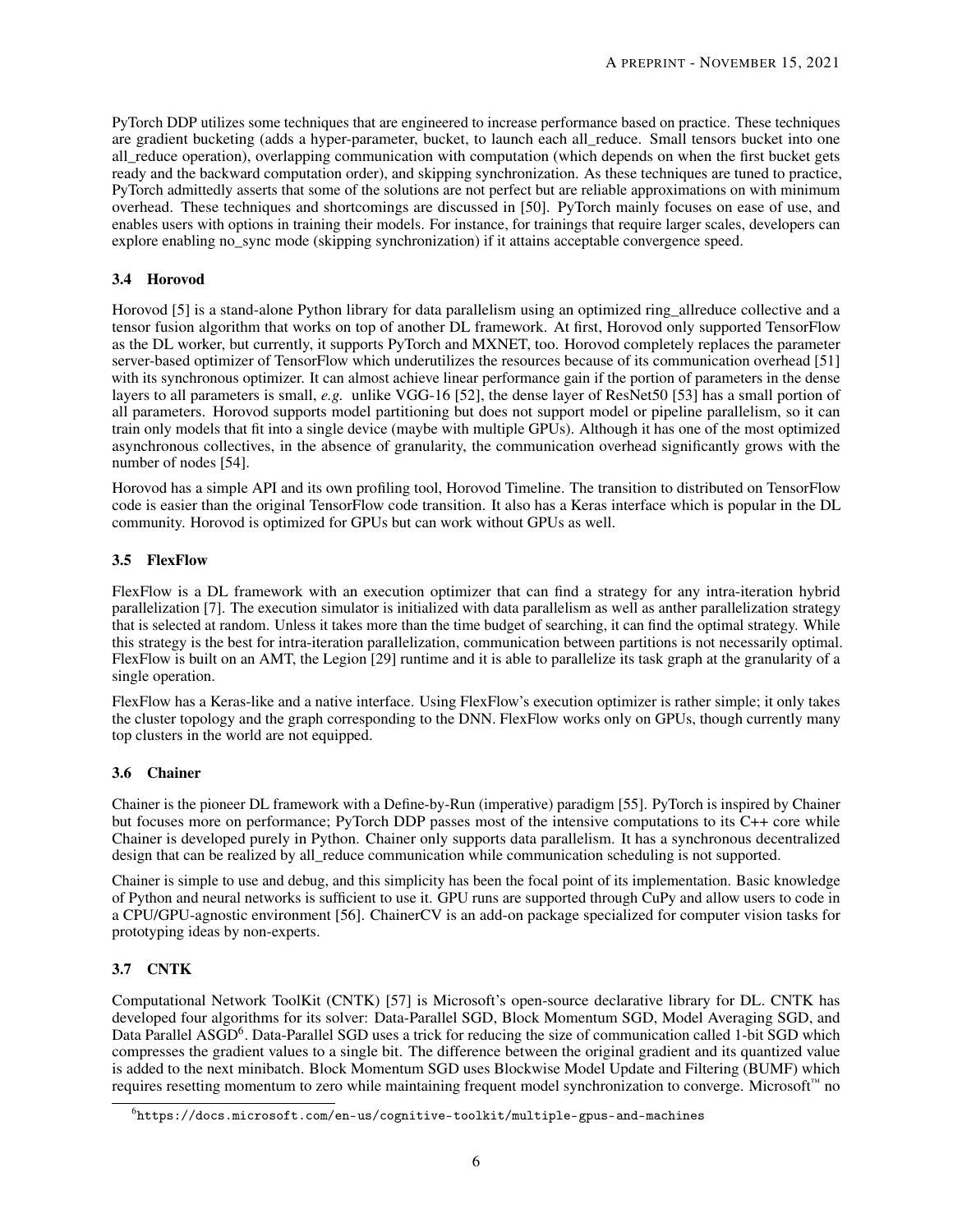PyTorch DDP utilizes some techniques that are engineered to increase performance based on practice. These techniques are gradient bucketing (adds a hyper-parameter, bucket, to launch each all_reduce. Small tensors bucket into one all_reduce operation), overlapping communication with computation (which depends on when the first bucket gets ready and the backward computation order), and skipping synchronization. As these techniques are tuned to practice, PyTorch admittedly asserts that some of the solutions are not perfect but are reliable approximations on with minimum overhead. These techniques and shortcomings are discussed in [50]. PyTorch mainly focuses on ease of use, and enables users with options in training their models. For instance, for trainings that require larger scales, developers can explore enabling no_sync mode (skipping synchronization) if it attains acceptable convergence speed.

### 3.4 Horovod

Horovod [5] is a stand-alone Python library for data parallelism using an optimized ring_allreduce collective and a tensor fusion algorithm that works on top of another DL framework. At first, Horovod only supported TensorFlow as the DL worker, but currently, it supports PyTorch and MXNET, too. Horovod completely replaces the parameter server-based optimizer of TensorFlow which underutilizes the resources because of its communication overhead [51] with its synchronous optimizer. It can almost achieve linear performance gain if the portion of parameters in the dense layers to all parameters is small, *e.g.* unlike VGG-16 [52], the dense layer of ResNet50 [53] has a small portion of all parameters. Horovod supports model partitioning but does not support model or pipeline parallelism, so it can train only models that fit into a single device (maybe with multiple GPUs). Although it has one of the most optimized asynchronous collectives, in the absence of granularity, the communication overhead significantly grows with the number of nodes [54].

Horovod has a simple API and its own profiling tool, Horovod Timeline. The transition to distributed on TensorFlow code is easier than the original TensorFlow code transition. It also has a Keras interface which is popular in the DL community. Horovod is optimized for GPUs but can work without GPUs as well.

### 3.5 FlexFlow

FlexFlow is a DL framework with an execution optimizer that can find a strategy for any intra-iteration hybrid parallelization [7]. The execution simulator is initialized with data parallelism as well as anther parallelization strategy that is selected at random. Unless it takes more than the time budget of searching, it can find the optimal strategy. While this strategy is the best for intra-iteration parallelization, communication between partitions is not necessarily optimal. FlexFlow is built on an AMT, the Legion [29] runtime and it is able to parallelize its task graph at the granularity of a single operation.

FlexFlow has a Keras-like and a native interface. Using FlexFlow's execution optimizer is rather simple; it only takes the cluster topology and the graph corresponding to the DNN. FlexFlow works only on GPUs, though currently many top clusters in the world are not equipped.

### 3.6 Chainer

Chainer is the pioneer DL framework with a Define-by-Run (imperative) paradigm [55]. PyTorch is inspired by Chainer but focuses more on performance; PyTorch DDP passes most of the intensive computations to its C++ core while Chainer is developed purely in Python. Chainer only supports data parallelism. It has a synchronous decentralized design that can be realized by all_reduce communication while communication scheduling is not supported.

Chainer is simple to use and debug, and this simplicity has been the focal point of its implementation. Basic knowledge of Python and neural networks is sufficient to use it. GPU runs are supported through CuPy and allow users to code in a CPU/GPU-agnostic environment [56]. ChainerCV is an add-on package specialized for computer vision tasks for prototyping ideas by non-experts.

### 3.7 CNTK

Computational Network ToolKit (CNTK) [57] is Microsoft's open-source declarative library for DL. CNTK has developed four algorithms for its solver: Data-Parallel SGD, Block Momentum SGD, Model Averaging SGD, and Data Parallel ASGD[6]. Data-Parallel SGD uses a trick for reducing the size of communication called 1-bit SGD which compresses the gradient values to a single bit. The difference between the original gradient and its quantized value is added to the next minibatch. Block Momentum SGD uses Blockwise Model Update and Filtering (BUMF) which requires resetting momentum to zero while maintaining frequent model synchronization to converge. Microsoft™ no

[6] https://docs.microsoft.com/en-us/cognitive-toolkit/multiple-gpus-and-machines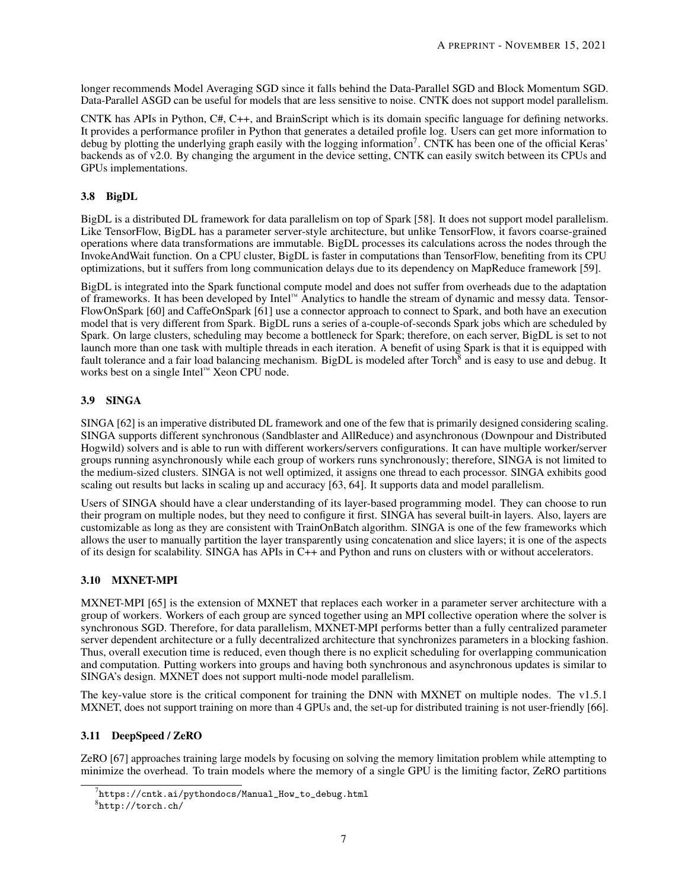longer recommends Model Averaging SGD since it falls behind the Data-Parallel SGD and Block Momentum SGD. Data-Parallel ASGD can be useful for models that are less sensitive to noise. CNTK does not support model parallelism.

CNTK has APIs in Python, C#, C++, and BrainScript which is its domain specific language for defining networks. It provides a performance profiler in Python that generates a detailed profile log. Users can get more information to debug by plotting the underlying graph easily with the logging information[7]. CNTK has been one of the official Keras' backends as of v2.0. By changing the argument in the device setting, CNTK can easily switch between its CPUs and GPUs implementations.

### 3.8 BigDL

BigDL is a distributed DL framework for data parallelism on top of Spark [58]. It does not support model parallelism. Like TensorFlow, BigDL has a parameter server-style architecture, but unlike TensorFlow, it favors coarse-grained operations where data transformations are immutable. BigDL processes its calculations across the nodes through the InvokeAndWait function. On a CPU cluster, BigDL is faster in computations than TensorFlow, benefiting from its CPU optimizations, but it suffers from long communication delays due to its dependency on MapReduce framework [59].

BigDL is integrated into the Spark functional compute model and does not suffer from overheads due to the adaptation of frameworks. It has been developed by Intel™ Analytics to handle the stream of dynamic and messy data. TensorFlowOnSpark [60] and CaffeOnSpark [61] use a connector approach to connect to Spark, and both have an execution model that is very different from Spark. BigDL runs a series of a-couple-of-seconds Spark jobs which are scheduled by Spark. On large clusters, scheduling may become a bottleneck for Spark; therefore, on each server, BigDL is set to not launch more than one task with multiple threads in each iteration. A benefit of using Spark is that it is equipped with fault tolerance and a fair load balancing mechanism. BigDL is modeled after Torch[8] and is easy to use and debug. It works best on a single Intel™ Xeon CPU node.

### 3.9 SINGA

SINGA [62] is an imperative distributed DL framework and one of the few that is primarily designed considering scaling. SINGA supports different synchronous (Sandblaster and AllReduce) and asynchronous (Downpour and Distributed Hogwild) solvers and is able to run with different workers/servers configurations. It can have multiple worker/server groups running asynchronously while each group of workers runs synchronously; therefore, SINGA is not limited to the medium-sized clusters. SINGA is not well optimized, it assigns one thread to each processor. SINGA exhibits good scaling out results but lacks in scaling up and accuracy [63, 64]. It supports data and model parallelism.

Users of SINGA should have a clear understanding of its layer-based programming model. They can choose to run their program on multiple nodes, but they need to configure it first. SINGA has several built-in layers. Also, layers are customizable as long as they are consistent with TrainOnBatch algorithm. SINGA is one of the few frameworks which allows the user to manually partition the layer transparently using concatenation and slice layers; it is one of the aspects of its design for scalability. SINGA has APIs in C++ and Python and runs on clusters with or without accelerators.

### 3.10 MXNET-MPI

MXNET-MPI [65] is the extension of MXNET that replaces each worker in a parameter server architecture with a group of workers. Workers of each group are synced together using an MPI collective operation where the solver is synchronous SGD. Therefore, for data parallelism, MXNET-MPI performs better than a fully centralized parameter server dependent architecture or a fully decentralized architecture that synchronizes parameters in a blocking fashion. Thus, overall execution time is reduced, even though there is no explicit scheduling for overlapping communication and computation. Putting workers into groups and having both synchronous and asynchronous updates is similar to SINGA's design. MXNET does not support multi-node model parallelism.

The key-value store is the critical component for training the DNN with MXNET on multiple nodes. The v1.5.1 MXNET, does not support training on more than 4 GPUs and, the set-up for distributed training is not user-friendly [66].

### 3.11 DeepSpeed / ZeRO

ZeRO [67] approaches training large models by focusing on solving the memory limitation problem while attempting to minimize the overhead. To train models where the memory of a single GPU is the limiting factor, ZeRO partitions

[7] https://cntk.ai/pythondocs/Manual_How_to_debug.html

[8] http://torch.ch/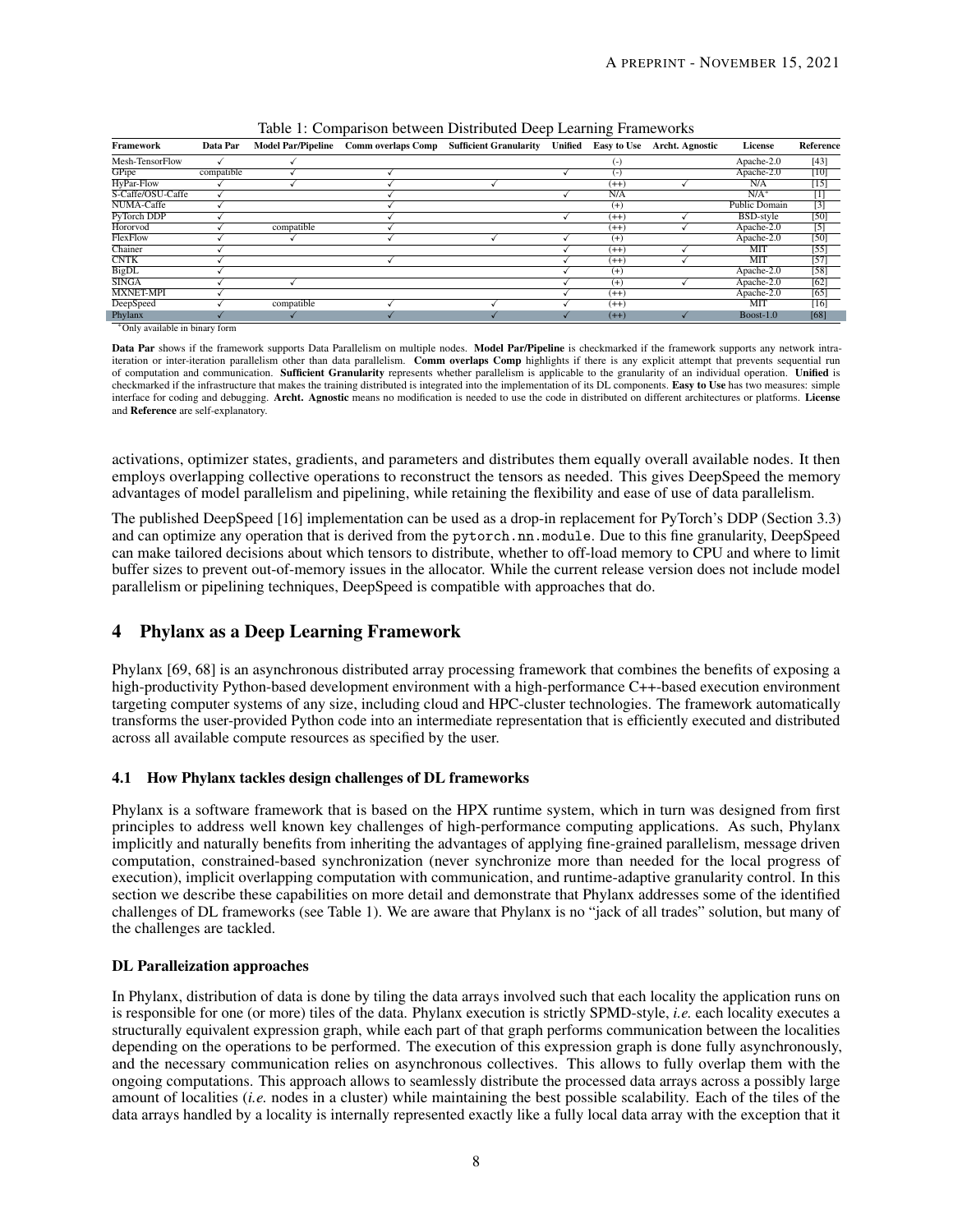Table 1: Comparison between Distributed Deep Learning Frameworks

| Framework | Data Par | Model Par/Pipeline | Comm overlaps Comp | Sufficient Granularity | Unified | Easy to Use | Archt. Agnostic | License | Reference |
|---|---|---|---|---|---|---|---|---|---|
| Mesh-TensorFlow | ✓ | ✓ | | | | (-) | | Apache-2.0 | [43] |
| GPipe | compatible | ✓ | ✓ | | ✓ | (-) | | Apache-2.0 | [10] |
| HyPar-Flow | ✓ | ✓ | ✓ | ✓ | | (++) | ✓ | N/A | [15] |
| S-Caffe/OSU-Caffe | ✓ | | ✓ | | ✓ | N/A | | N/A* | [1] |
| NUMA-Caffe | ✓ | | ✓ | | | (+) | | Public Domain | [3] |
| PyTorch DDP | ✓ | | ✓ | | ✓ | (++) | ✓ | BSD-style | [50] |
| Hororvod | ✓ | compatible | ✓ | | | (++) | ✓ | Apache-2.0 | [5] |
| FlexFlow | ✓ | ✓ | ✓ | ✓ | ✓ | (+) | | Apache-2.0 | [50] |
| Chainer | ✓ | | | | ✓ | (++) | ✓ | MIT | [55] |
| CNTK | ✓ | | ✓ | | ✓ | (++) | ✓ | MIT | [57] |
| BigDL | ✓ | | | | ✓ | (+) | | Apache-2.0 | [58] |
| SINGA | ✓ | ✓ | | | ✓ | (+) | ✓ | Apache-2.0 | [62] |
| MXNET-MPI | ✓ | | | | ✓ | (++) | | Apache-2.0 | [65] |
| DeepSpeed | ✓ | compatible | ✓ | ✓ | ✓ | (++) | | MIT | [16] |
| Phylanx | ✓ | ✓ | ✓ | ✓ | ✓ | (++) | ✓ | Boost-1.0 | [68] |

*Only available in binary form

**Data Par** shows if the framework supports Data Parallelism on multiple nodes. **Model Par/Pipeline** is checkmarked if the framework supports any network intra-iteration or inter-iteration parallelism other than data parallelism. **Comm overlaps Comp** highlights if there is any explicit attempt that prevents sequential run of computation and communication. **Sufficient Granularity** represents whether parallelism is applicable to the granularity of an individual operation. **Unified** is checkmarked if the infrastructure that makes the training distributed is integrated into the implementation of its DL components. **Easy to Use** has two measures: simple interface for coding and debugging. **Archt. Agnostic** means no modification is needed to use the code in distributed on different architectures or platforms. **License** and **Reference** are self-explanatory.

activations, optimizer states, gradients, and parameters and distributes them equally overall available nodes. It then employs overlapping collective operations to reconstruct the tensors as needed. This gives DeepSpeed the memory advantages of model parallelism and pipelining, while retaining the flexibility and ease of use of data parallelism.

The published DeepSpeed [16] implementation can be used as a drop-in replacement for PyTorch's DDP (Section 3.3) and can optimize any operation that is derived from the `pytorch.nn.module`. Due to this fine granularity, DeepSpeed can make tailored decisions about which tensors to distribute, whether to off-load memory to CPU and where to limit buffer sizes to prevent out-of-memory issues in the allocator. While the current release version does not include model parallelism or pipelining techniques, DeepSpeed is compatible with approaches that do.

# 4 Phylanx as a Deep Learning Framework

Phylanx [69, 68] is an asynchronous distributed array processing framework that combines the benefits of exposing a high-productivity Python-based development environment with a high-performance C++-based execution environment targeting computer systems of any size, including cloud and HPC-cluster technologies. The framework automatically transforms the user-provided Python code into an intermediate representation that is efficiently executed and distributed across all available compute resources as specified by the user.

## 4.1 How Phylanx tackles design challenges of DL frameworks

Phylanx is a software framework that is based on the HPX runtime system, which in turn was designed from first principles to address well known key challenges of high-performance computing applications. As such, Phylanx implicitly and naturally benefits from inheriting the advantages of applying fine-grained parallelism, message driven computation, constrained-based synchronization (never synchronize more than needed for the local progress of execution), implicit overlapping computation with communication, and runtime-adaptive granularity control. In this section we describe these capabilities on more detail and demonstrate that Phylanx addresses some of the identified challenges of DL frameworks (see Table 1). We are aware that Phylanx is no "jack of all trades" solution, but many of the challenges are tackled.

### DL Paralleization approaches

In Phylanx, distribution of data is done by tiling the data arrays involved such that each locality the application runs on is responsible for one (or more) tiles of the data. Phylanx execution is strictly SPMD-style, *i.e.* each locality executes a structurally equivalent expression graph, while each part of that graph performs communication between the localities depending on the operations to be performed. The execution of this expression graph is done fully asynchronously, and the necessary communication relies on asynchronous collectives. This allows to fully overlap them with the ongoing computations. This approach allows to seamlessly distribute the processed data arrays across a possibly large amount of localities (*i.e.* nodes in a cluster) while maintaining the best possible scalability. Each of the tiles of the data arrays handled by a locality is internally represented exactly like a fully local data array with the exception that it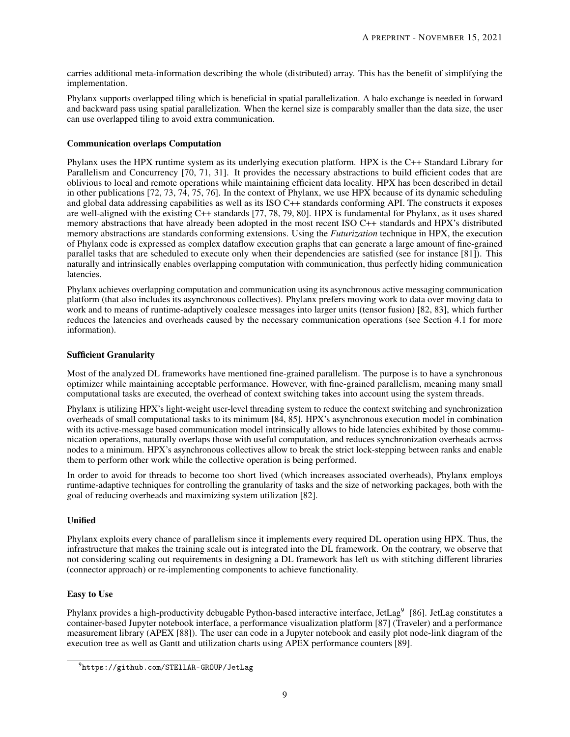carries additional meta-information describing the whole (distributed) array. This has the benefit of simplifying the implementation.

Phylanx supports overlapped tiling which is beneficial in spatial parallelization. A halo exchange is needed in forward and backward pass using spatial parallelization. When the kernel size is comparably smaller than the data size, the user can use overlapped tiling to avoid extra communication.

#### Communication overlaps Computation

Phylanx uses the HPX runtime system as its underlying execution platform. HPX is the C++ Standard Library for Parallelism and Concurrency [70, 71, 31]. It provides the necessary abstractions to build efficient codes that are oblivious to local and remote operations while maintaining efficient data locality. HPX has been described in detail in other publications [72, 73, 74, 75, 76]. In the context of Phylanx, we use HPX because of its dynamic scheduling and global data addressing capabilities as well as its ISO C++ standards conforming API. The constructs it exposes are well-aligned with the existing C++ standards [77, 78, 79, 80]. HPX is fundamental for Phylanx, as it uses shared memory abstractions that have already been adopted in the most recent ISO C++ standards and HPX's distributed memory abstractions are standards conforming extensions. Using the *Futurization* technique in HPX, the execution of Phylanx code is expressed as complex dataflow execution graphs that can generate a large amount of fine-grained parallel tasks that are scheduled to execute only when their dependencies are satisfied (see for instance [81]). This naturally and intrinsically enables overlapping computation with communication, thus perfectly hiding communication latencies.

Phylanx achieves overlapping computation and communication using its asynchronous active messaging communication platform (that also includes its asynchronous collectives). Phylanx prefers moving work to data over moving data to work and to means of runtime-adaptively coalesce messages into larger units (tensor fusion) [82, 83], which further reduces the latencies and overheads caused by the necessary communication operations (see Section 4.1 for more information).

#### Sufficient Granularity

Most of the analyzed DL frameworks have mentioned fine-grained parallelism. The purpose is to have a synchronous optimizer while maintaining acceptable performance. However, with fine-grained parallelism, meaning many small computational tasks are executed, the overhead of context switching takes into account using the system threads.

Phylanx is utilizing HPX's light-weight user-level threading system to reduce the context switching and synchronization overheads of small computational tasks to its minimum [84, 85]. HPX's asynchronous execution model in combination with its active-message based communication model intrinsically allows to hide latencies exhibited by those communication operations, naturally overlaps those with useful computation, and reduces synchronization overheads across nodes to a minimum. HPX's asynchronous collectives allow to break the strict lock-stepping between ranks and enable them to perform other work while the collective operation is being performed.

In order to avoid for threads to become too short lived (which increases associated overheads), Phylanx employs runtime-adaptive techniques for controlling the granularity of tasks and the size of networking packages, both with the goal of reducing overheads and maximizing system utilization [82].

#### Unified

Phylanx exploits every chance of parallelism since it implements every required DL operation using HPX. Thus, the infrastructure that makes the training scale out is integrated into the DL framework. On the contrary, we observe that not considering scaling out requirements in designing a DL framework has left us with stitching different libraries (connector approach) or re-implementing components to achieve functionality.

#### Easy to Use

Phylanx provides a high-productivity debugable Python-based interactive interface, JetLag[9] [86]. JetLag constitutes a container-based Jupyter notebook interface, a performance visualization platform [87] (Traveler) and a performance measurement library (APEX [88]). The user can code in a Jupyter notebook and easily plot node-link diagram of the execution tree as well as Gantt and utilization charts using APEX performance counters [89].

[9] https://github.com/STEllAR-GROUP/JetLag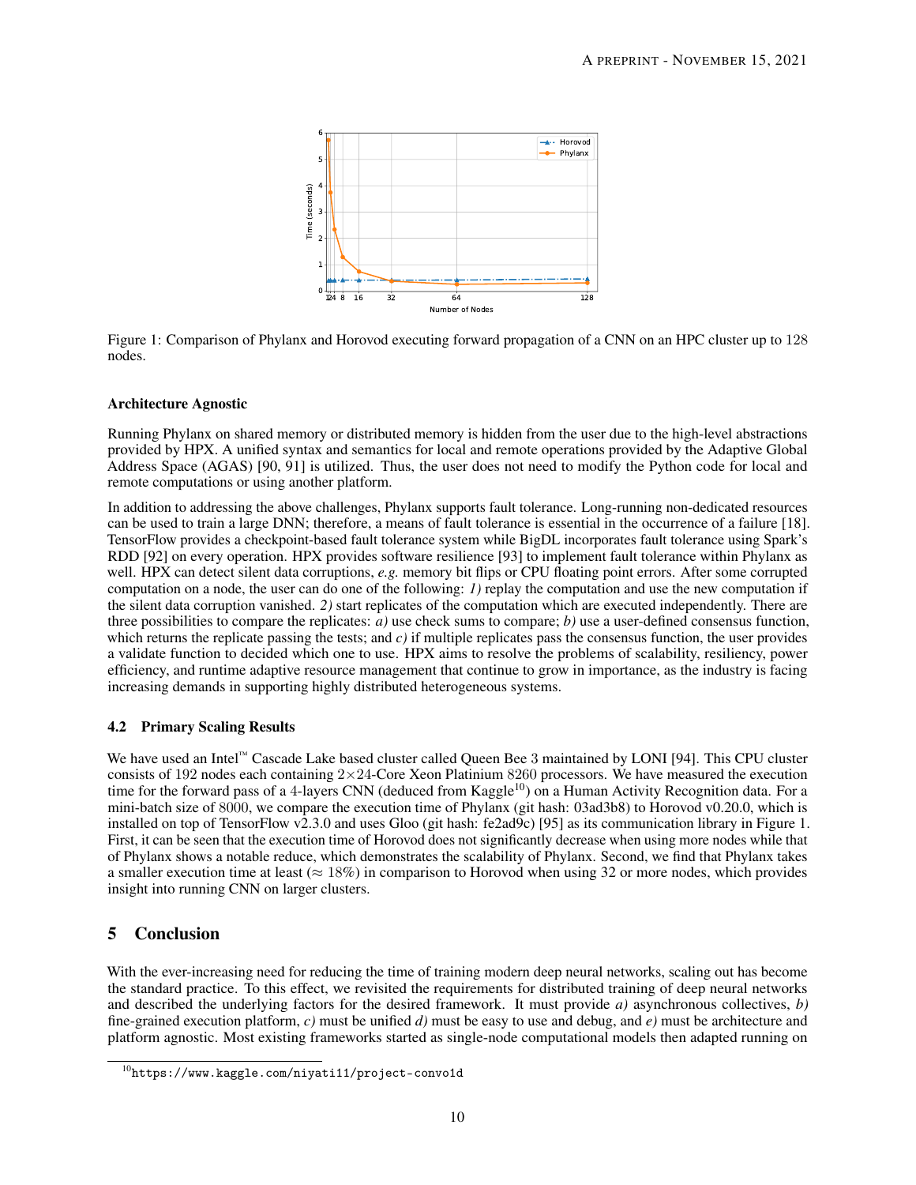Figure 1: Comparison of Phylanx and Horovod executing forward propagation of a CNN on an HPC cluster up to 128 nodes.

#### Architecture Agnostic

Running Phylanx on shared memory or distributed memory is hidden from the user due to the high-level abstractions provided by HPX. A unified syntax and semantics for local and remote operations provided by the Adaptive Global Address Space (AGAS) [90, 91] is utilized. Thus, the user does not need to modify the Python code for local and remote computations or using another platform.

In addition to addressing the above challenges, Phylanx supports fault tolerance. Long-running non-dedicated resources can be used to train a large DNN; therefore, a means of fault tolerance is essential in the occurrence of a failure [18]. TensorFlow provides a checkpoint-based fault tolerance system while BigDL incorporates fault tolerance using Spark's RDD [92] on every operation. HPX provides software resilience [93] to implement fault tolerance within Phylanx as well. HPX can detect silent data corruptions, *e.g.* memory bit flips or CPU floating point errors. After some corrupted computation on a node, the user can do one of the following: *1)* replay the computation and use the new computation if the silent data corruption vanished. *2)* start replicates of the computation which are executed independently. There are three possibilities to compare the replicates: *a)* use check sums to compare; *b)* use a user-defined consensus function, which returns the replicate passing the tests; and *c)* if multiple replicates pass the consensus function, the user provides a validate function to decided which one to use. HPX aims to resolve the problems of scalability, resiliency, power efficiency, and runtime adaptive resource management that continue to grow in importance, as the industry is facing increasing demands in supporting highly distributed heterogeneous systems.

### 4.2 Primary Scaling Results

We have used an Intel™ Cascade Lake based cluster called Queen Bee 3 maintained by LONI [94]. This CPU cluster consists of 192 nodes each containing $2\times24$-Core Xeon Platinium 8260 processors. We have measured the execution time for the forward pass of a 4-layers CNN (deduced from Kaggle[10]) on a Human Activity Recognition data. For a mini-batch size of 8000, we compare the execution time of Phylanx (git hash: 03ad3b8) to Horovod v0.20.0, which is installed on top of TensorFlow v2.3.0 and uses Gloo (git hash: fe2ad9c) [95] as its communication library in Figure 1. First, it can be seen that the execution time of Horovod does not significantly decrease when using more nodes while that of Phylanx shows a notable reduce, which demonstrates the scalability of Phylanx. Second, we find that Phylanx takes a smaller execution time at least ($\approx 18\%$) in comparison to Horovod when using 32 or more nodes, which provides insight into running CNN on larger clusters.

## 5 Conclusion

With the ever-increasing need for reducing the time of training modern deep neural networks, scaling out has become the standard practice. To this effect, we revisited the requirements for distributed training of deep neural networks and described the underlying factors for the desired framework. It must provide *a)* asynchronous collectives, *b)* fine-grained execution platform, *c)* must be unified *d)* must be easy to use and debug, and *e)* must be architecture and platform agnostic. Most existing frameworks started as single-node computational models then adapted running on

[10] https://www.kaggle.com/niyati11/project-convo1d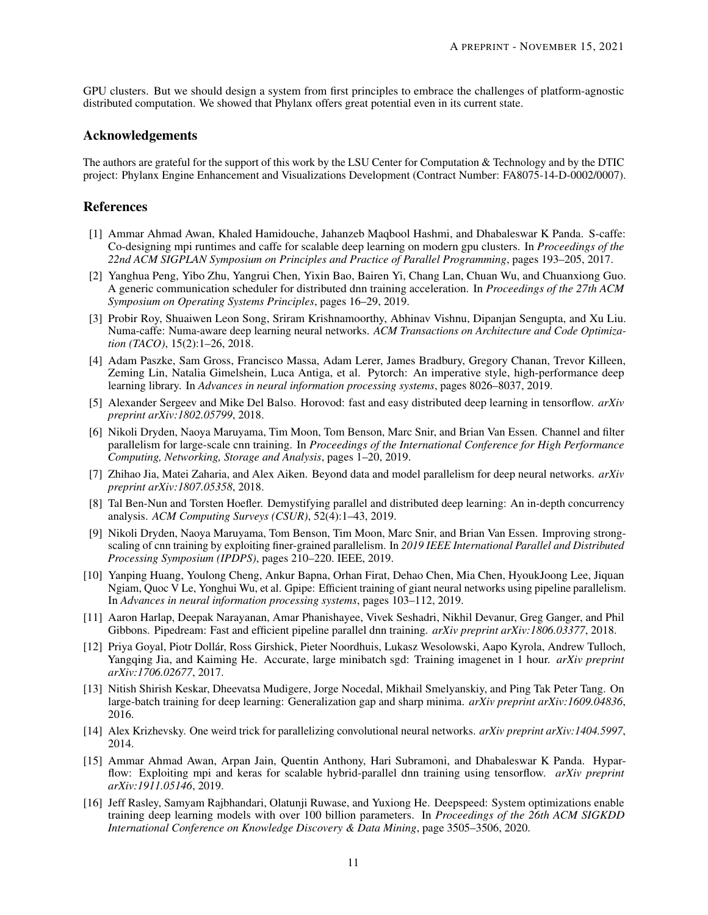GPU clusters. But we should design a system from first principles to embrace the challenges of platform-agnostic distributed computation. We showed that Phylanx offers great potential even in its current state.

## Acknowledgements

The authors are grateful for the support of this work by the LSU Center for Computation & Technology and by the DTIC project: Phylanx Engine Enhancement and Visualizations Development (Contract Number: FA8075-14-D-0002/0007).

## References

[1] Ammar Ahmad Awan, Khaled Hamidouche, Jahanzeb Maqbool Hashmi, and Dhabaleswar K Panda. S-caffe: Co-designing mpi runtimes and caffe for scalable deep learning on modern gpu clusters. In *Proceedings of the 22nd ACM SIGPLAN Symposium on Principles and Practice of Parallel Programming*, pages 193–205, 2017.

[2] Yanghua Peng, Yibo Zhu, Yangrui Chen, Yixin Bao, Bairen Yi, Chang Lan, Chuan Wu, and Chuanxiong Guo. A generic communication scheduler for distributed dnn training acceleration. In *Proceedings of the 27th ACM Symposium on Operating Systems Principles*, pages 16–29, 2019.

[3] Probir Roy, Shuaiwen Leon Song, Sriram Krishnamoorthy, Abhinav Vishnu, Dipanjan Sengupta, and Xu Liu. Numa-caffe: Numa-aware deep learning neural networks. *ACM Transactions on Architecture and Code Optimization (TACO)*, 15(2):1–26, 2018.

[4] Adam Paszke, Sam Gross, Francisco Massa, Adam Lerer, James Bradbury, Gregory Chanan, Trevor Killeen, Zeming Lin, Natalia Gimelshein, Luca Antiga, et al. Pytorch: An imperative style, high-performance deep learning library. In *Advances in neural information processing systems*, pages 8026–8037, 2019.

[5] Alexander Sergeev and Mike Del Balso. Horovod: fast and easy distributed deep learning in tensorflow. *arXiv preprint arXiv:1802.05799*, 2018.

[6] Nikoli Dryden, Naoya Maruyama, Tim Moon, Tom Benson, Marc Snir, and Brian Van Essen. Channel and filter parallelism for large-scale cnn training. In *Proceedings of the International Conference for High Performance Computing, Networking, Storage and Analysis*, pages 1–20, 2019.

[7] Zhihao Jia, Matei Zaharia, and Alex Aiken. Beyond data and model parallelism for deep neural networks. *arXiv preprint arXiv:1807.05358*, 2018.

[8] Tal Ben-Nun and Torsten Hoefler. Demystifying parallel and distributed deep learning: An in-depth concurrency analysis. *ACM Computing Surveys (CSUR)*, 52(4):1–43, 2019.

[9] Nikoli Dryden, Naoya Maruyama, Tom Benson, Tim Moon, Marc Snir, and Brian Van Essen. Improving strong-scaling of cnn training by exploiting finer-grained parallelism. In *2019 IEEE International Parallel and Distributed Processing Symposium (IPDPS)*, pages 210–220. IEEE, 2019.

[10] Yanping Huang, Youlong Cheng, Ankur Bapna, Orhan Firat, Dehao Chen, Mia Chen, HyoukJoong Lee, Jiquan Ngiam, Quoc V Le, Yonghui Wu, et al. Gpipe: Efficient training of giant neural networks using pipeline parallelism. In *Advances in neural information processing systems*, pages 103–112, 2019.

[11] Aaron Harlap, Deepak Narayanan, Amar Phanishayee, Vivek Seshadri, Nikhil Devanur, Greg Ganger, and Phil Gibbons. Pipedream: Fast and efficient pipeline parallel dnn training. *arXiv preprint arXiv:1806.03377*, 2018.

[12] Priya Goyal, Piotr Dollár, Ross Girshick, Pieter Noordhuis, Lukasz Wesolowski, Aapo Kyrola, Andrew Tulloch, Yangqing Jia, and Kaiming He. Accurate, large minibatch sgd: Training imagenet in 1 hour. *arXiv preprint arXiv:1706.02677*, 2017.

[13] Nitish Shirish Keskar, Dheevatsa Mudigere, Jorge Nocedal, Mikhail Smelyanskiy, and Ping Tak Peter Tang. On large-batch training for deep learning: Generalization gap and sharp minima. *arXiv preprint arXiv:1609.04836*, 2016.

[14] Alex Krizhevsky. One weird trick for parallelizing convolutional neural networks. *arXiv preprint arXiv:1404.5997*, 2014.

[15] Ammar Ahmad Awan, Arpan Jain, Quentin Anthony, Hari Subramoni, and Dhabaleswar K Panda. Hyparflow: Exploiting mpi and keras for scalable hybrid-parallel dnn training using tensorflow. *arXiv preprint arXiv:1911.05146*, 2019.

[16] Jeff Rasley, Samyam Rajbhandari, Olatunji Ruwase, and Yuxiong He. Deepspeed: System optimizations enable training deep learning models with over 100 billion parameters. In *Proceedings of the 26th ACM SIGKDD International Conference on Knowledge Discovery & Data Mining*, page 3505–3506, 2020.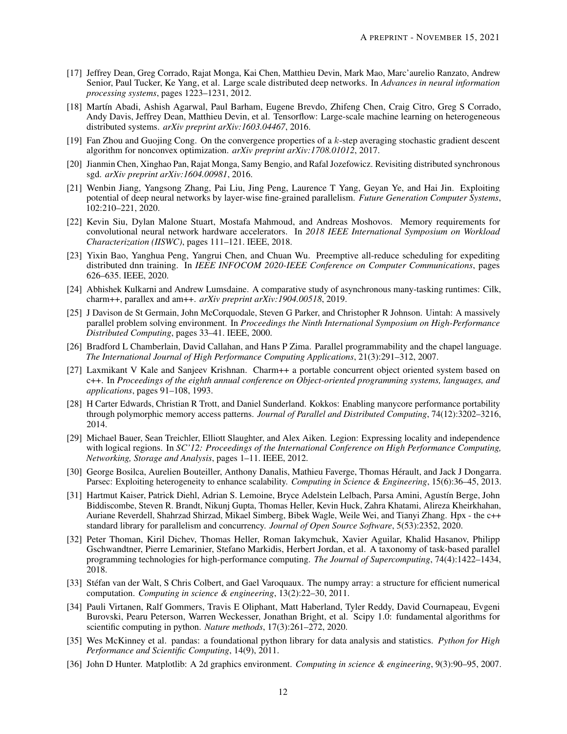[17] Jeffrey Dean, Greg Corrado, Rajat Monga, Kai Chen, Matthieu Devin, Mark Mao, Marc'aurelio Ranzato, Andrew Senior, Paul Tucker, Ke Yang, et al. Large scale distributed deep networks. In *Advances in neural information processing systems*, pages 1223–1231, 2012.

[18] Martín Abadi, Ashish Agarwal, Paul Barham, Eugene Brevdo, Zhifeng Chen, Craig Citro, Greg S Corrado, Andy Davis, Jeffrey Dean, Matthieu Devin, et al. Tensorflow: Large-scale machine learning on heterogeneous distributed systems. *arXiv preprint arXiv:1603.04467*, 2016.

[19] Fan Zhou and Guojing Cong. On the convergence properties of a $k$-step averaging stochastic gradient descent algorithm for nonconvex optimization. *arXiv preprint arXiv:1708.01012*, 2017.

[20] Jianmin Chen, Xinghao Pan, Rajat Monga, Samy Bengio, and Rafal Jozefowicz. Revisiting distributed synchronous sgd. *arXiv preprint arXiv:1604.00981*, 2016.

[21] Wenbin Jiang, Yangsong Zhang, Pai Liu, Jing Peng, Laurence T Yang, Geyan Ye, and Hai Jin. Exploiting potential of deep neural networks by layer-wise fine-grained parallelism. *Future Generation Computer Systems*, 102:210–221, 2020.

[22] Kevin Siu, Dylan Malone Stuart, Mostafa Mahmoud, and Andreas Moshovos. Memory requirements for convolutional neural network hardware accelerators. In *2018 IEEE International Symposium on Workload Characterization (IISWC)*, pages 111–121. IEEE, 2018.

[23] Yixin Bao, Yanghua Peng, Yangrui Chen, and Chuan Wu. Preemptive all-reduce scheduling for expediting distributed dnn training. In *IEEE INFOCOM 2020-IEEE Conference on Computer Communications*, pages 626–635. IEEE, 2020.

[24] Abhishek Kulkarni and Andrew Lumsdaine. A comparative study of asynchronous many-tasking runtimes: Cilk, charm++, parallex and am++. *arXiv preprint arXiv:1904.00518*, 2019.

[25] J Davison de St Germain, John McCorquodale, Steven G Parker, and Christopher R Johnson. Uintah: A massively parallel problem solving environment. In *Proceedings the Ninth International Symposium on High-Performance Distributed Computing*, pages 33–41. IEEE, 2000.

[26] Bradford L Chamberlain, David Callahan, and Hans P Zima. Parallel programmability and the chapel language. *The International Journal of High Performance Computing Applications*, 21(3):291–312, 2007.

[27] Laxmikant V Kale and Sanjeev Krishnan. Charm++ a portable concurrent object oriented system based on c++. In *Proceedings of the eighth annual conference on Object-oriented programming systems, languages, and applications*, pages 91–108, 1993.

[28] H Carter Edwards, Christian R Trott, and Daniel Sunderland. Kokkos: Enabling manycore performance portability through polymorphic memory access patterns. *Journal of Parallel and Distributed Computing*, 74(12):3202–3216, 2014.

[29] Michael Bauer, Sean Treichler, Elliott Slaughter, and Alex Aiken. Legion: Expressing locality and independence with logical regions. In *SC'12: Proceedings of the International Conference on High Performance Computing, Networking, Storage and Analysis*, pages 1–11. IEEE, 2012.

[30] George Bosilca, Aurelien Bouteiller, Anthony Danalis, Mathieu Faverge, Thomas Hérault, and Jack J Dongarra. Parsec: Exploiting heterogeneity to enhance scalability. *Computing in Science & Engineering*, 15(6):36–45, 2013.

[31] Hartmut Kaiser, Patrick Diehl, Adrian S. Lemoine, Bryce Adelstein Lelbach, Parsa Amini, Agustín Berge, John Biddiscombe, Steven R. Brandt, Nikunj Gupta, Thomas Heller, Kevin Huck, Zahra Khatami, Alireza Kheirkhahan, Auriane Reverdell, Shahrzad Shirzad, Mikael Simberg, Bibek Wagle, Weile Wei, and Tianyi Zhang. Hpx - the c++ standard library for parallelism and concurrency. *Journal of Open Source Software*, 5(53):2352, 2020.

[32] Peter Thoman, Kiril Dichev, Thomas Heller, Roman Iakymchuk, Xavier Aguilar, Khalid Hasanov, Philipp Gschwandtner, Pierre Lemarinier, Stefano Markidis, Herbert Jordan, et al. A taxonomy of task-based parallel programming technologies for high-performance computing. *The Journal of Supercomputing*, 74(4):1422–1434, 2018.

[33] Stéfan van der Walt, S Chris Colbert, and Gael Varoquaux. The numpy array: a structure for efficient numerical computation. *Computing in science & engineering*, 13(2):22–30, 2011.

[34] Pauli Virtanen, Ralf Gommers, Travis E Oliphant, Matt Haberland, Tyler Reddy, David Cournapeau, Evgeni Burovski, Pearu Peterson, Warren Weckesser, Jonathan Bright, et al. Scipy 1.0: fundamental algorithms for scientific computing in python. *Nature methods*, 17(3):261–272, 2020.

[35] Wes McKinney et al. pandas: a foundational python library for data analysis and statistics. *Python for High Performance and Scientific Computing*, 14(9), 2011.

[36] John D Hunter. Matplotlib: A 2d graphics environment. *Computing in science & engineering*, 9(3):90–95, 2007.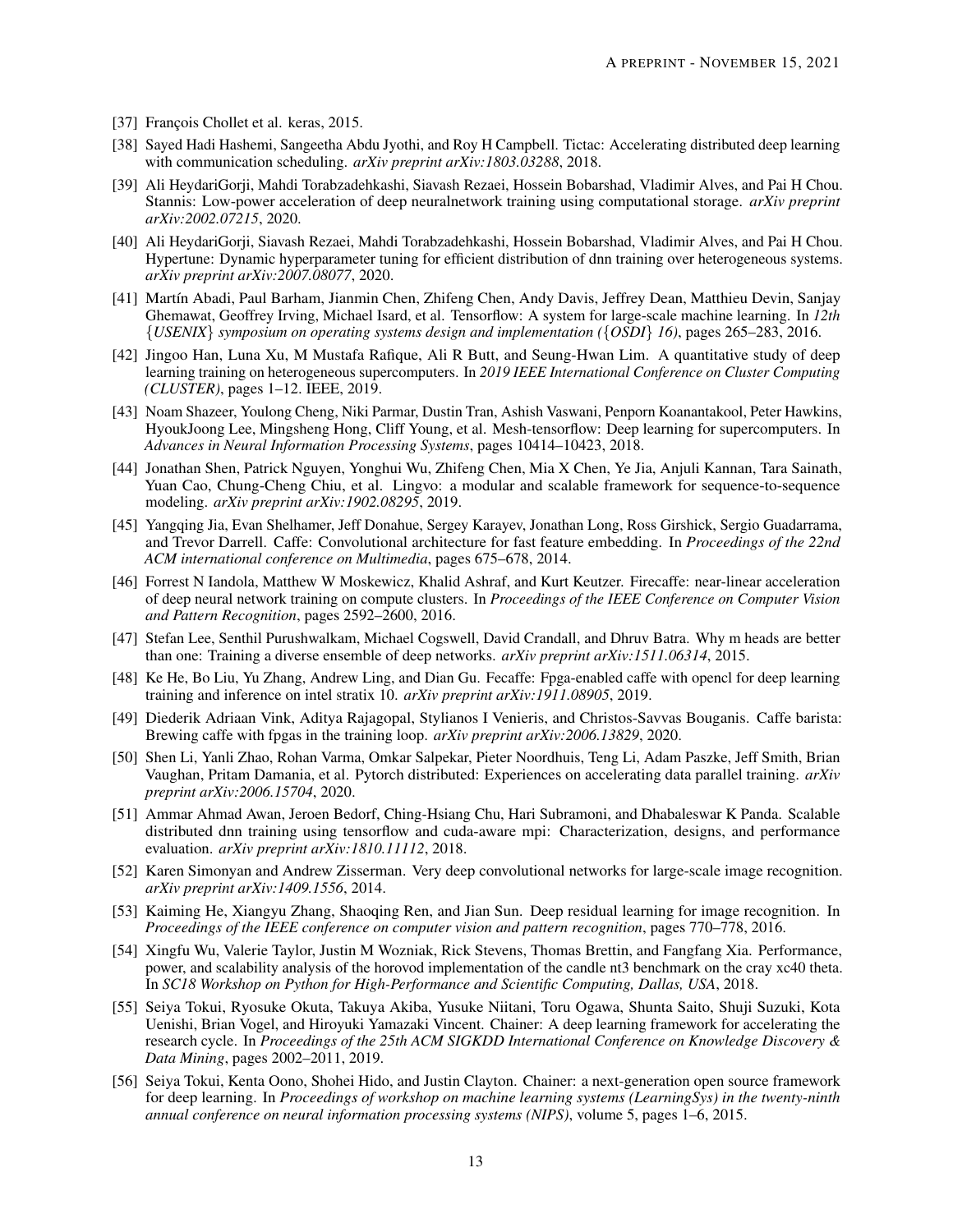[37] François Chollet et al. keras, 2015.

[38] Sayed Hadi Hashemi, Sangeetha Abdu Jyothi, and Roy H Campbell. Tictac: Accelerating distributed deep learning with communication scheduling. *arXiv preprint arXiv:1803.03288*, 2018.

[39] Ali HeydariGorji, Mahdi Torabzadehkashi, Siavash Rezaei, Hossein Bobarshad, Vladimir Alves, and Pai H Chou. Stannis: Low-power acceleration of deep neuralnetwork training using computational storage. *arXiv preprint arXiv:2002.07215*, 2020.

[40] Ali HeydariGorji, Siavash Rezaei, Mahdi Torabzadehkashi, Hossein Bobarshad, Vladimir Alves, and Pai H Chou. Hypertune: Dynamic hyperparameter tuning for efficient distribution of dnn training over heterogeneous systems. *arXiv preprint arXiv:2007.08077*, 2020.

[41] Martín Abadi, Paul Barham, Jianmin Chen, Zhifeng Chen, Andy Davis, Jeffrey Dean, Matthieu Devin, Sanjay Ghemawat, Geoffrey Irving, Michael Isard, et al. Tensorflow: A system for large-scale machine learning. In *12th {USENIX} symposium on operating systems design and implementation ({OSDI} 16)*, pages 265–283, 2016.

[42] Jingoo Han, Luna Xu, M Mustafa Rafique, Ali R Butt, and Seung-Hwan Lim. A quantitative study of deep learning training on heterogeneous supercomputers. In *2019 IEEE International Conference on Cluster Computing (CLUSTER)*, pages 1–12. IEEE, 2019.

[43] Noam Shazeer, Youlong Cheng, Niki Parmar, Dustin Tran, Ashish Vaswani, Penporn Koanantakool, Peter Hawkins, HyoukJoong Lee, Mingsheng Hong, Cliff Young, et al. Mesh-tensorflow: Deep learning for supercomputers. In *Advances in Neural Information Processing Systems*, pages 10414–10423, 2018.

[44] Jonathan Shen, Patrick Nguyen, Yonghui Wu, Zhifeng Chen, Mia X Chen, Ye Jia, Anjuli Kannan, Tara Sainath, Yuan Cao, Chung-Cheng Chiu, et al. Lingvo: a modular and scalable framework for sequence-to-sequence modeling. *arXiv preprint arXiv:1902.08295*, 2019.

[45] Yangqing Jia, Evan Shelhamer, Jeff Donahue, Sergey Karayev, Jonathan Long, Ross Girshick, Sergio Guadarrama, and Trevor Darrell. Caffe: Convolutional architecture for fast feature embedding. In *Proceedings of the 22nd ACM international conference on Multimedia*, pages 675–678, 2014.

[46] Forrest N Iandola, Matthew W Moskewicz, Khalid Ashraf, and Kurt Keutzer. Firecaffe: near-linear acceleration of deep neural network training on compute clusters. In *Proceedings of the IEEE Conference on Computer Vision and Pattern Recognition*, pages 2592–2600, 2016.

[47] Stefan Lee, Senthil Purushwalkam, Michael Cogswell, David Crandall, and Dhruv Batra. Why m heads are better than one: Training a diverse ensemble of deep networks. *arXiv preprint arXiv:1511.06314*, 2015.

[48] Ke He, Bo Liu, Yu Zhang, Andrew Ling, and Dian Gu. Fecaffe: Fpga-enabled caffe with opencl for deep learning training and inference on intel stratix 10. *arXiv preprint arXiv:1911.08905*, 2019.

[49] Diederik Adriaan Vink, Aditya Rajagopal, Stylianos I Venieris, and Christos-Savvas Bouganis. Caffe barista: Brewing caffe with fpgas in the training loop. *arXiv preprint arXiv:2006.13829*, 2020.

[50] Shen Li, Yanli Zhao, Rohan Varma, Omkar Salpekar, Pieter Noordhuis, Teng Li, Adam Paszke, Jeff Smith, Brian Vaughan, Pritam Damania, et al. Pytorch distributed: Experiences on accelerating data parallel training. *arXiv preprint arXiv:2006.15704*, 2020.

[51] Ammar Ahmad Awan, Jeroen Bedorf, Ching-Hsiang Chu, Hari Subramoni, and Dhabaleswar K Panda. Scalable distributed dnn training using tensorflow and cuda-aware mpi: Characterization, designs, and performance evaluation. *arXiv preprint arXiv:1810.11112*, 2018.

[52] Karen Simonyan and Andrew Zisserman. Very deep convolutional networks for large-scale image recognition. *arXiv preprint arXiv:1409.1556*, 2014.

[53] Kaiming He, Xiangyu Zhang, Shaoqing Ren, and Jian Sun. Deep residual learning for image recognition. In *Proceedings of the IEEE conference on computer vision and pattern recognition*, pages 770–778, 2016.

[54] Xingfu Wu, Valerie Taylor, Justin M Wozniak, Rick Stevens, Thomas Brettin, and Fangfang Xia. Performance, power, and scalability analysis of the horovod implementation of the candle nt3 benchmark on the cray xc40 theta. In *SC18 Workshop on Python for High-Performance and Scientific Computing, Dallas, USA*, 2018.

[55] Seiya Tokui, Ryosuke Okuta, Takuya Akiba, Yusuke Niitani, Toru Ogawa, Shunta Saito, Shuji Suzuki, Kota Uenishi, Brian Vogel, and Hiroyuki Yamazaki Vincent. Chainer: A deep learning framework for accelerating the research cycle. In *Proceedings of the 25th ACM SIGKDD International Conference on Knowledge Discovery & Data Mining*, pages 2002–2011, 2019.

[56] Seiya Tokui, Kenta Oono, Shohei Hido, and Justin Clayton. Chainer: a next-generation open source framework for deep learning. In *Proceedings of workshop on machine learning systems (LearningSys) in the twenty-ninth annual conference on neural information processing systems (NIPS)*, volume 5, pages 1–6, 2015.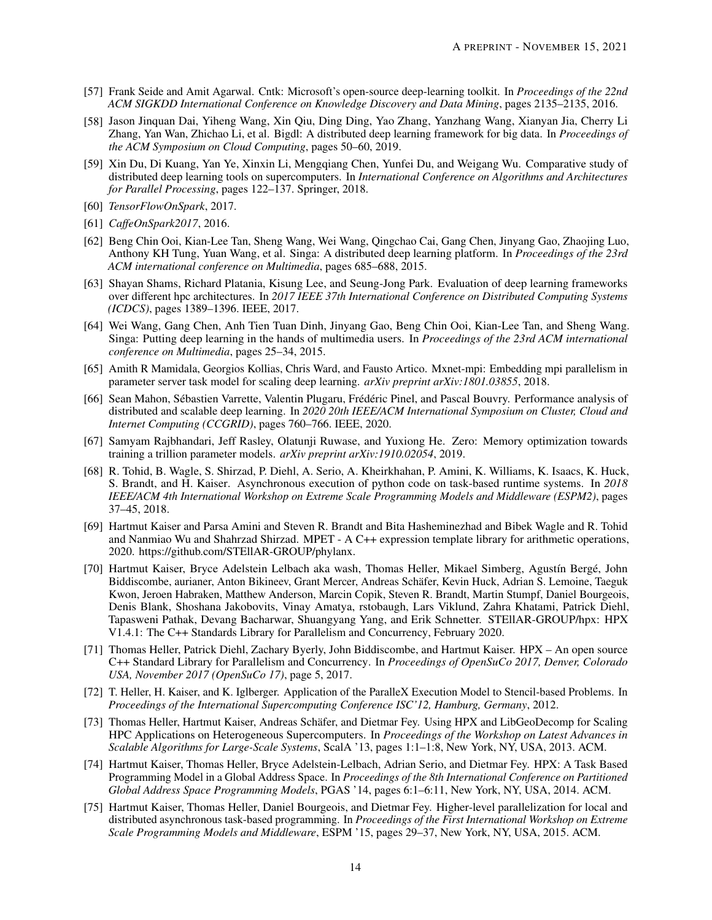[57] Frank Seide and Amit Agarwal. Cntk: Microsoft's open-source deep-learning toolkit. In *Proceedings of the 22nd ACM SIGKDD International Conference on Knowledge Discovery and Data Mining*, pages 2135–2135, 2016.

[58] Jason Jinquan Dai, Yiheng Wang, Xin Qiu, Ding Ding, Yao Zhang, Yanzhang Wang, Xianyan Jia, Cherry Li Zhang, Yan Wan, Zhichao Li, et al. Bigdl: A distributed deep learning framework for big data. In *Proceedings of the ACM Symposium on Cloud Computing*, pages 50–60, 2019.

[59] Xin Du, Di Kuang, Yan Ye, Xinxin Li, Mengqiang Chen, Yunfei Du, and Weigang Wu. Comparative study of distributed deep learning tools on supercomputers. In *International Conference on Algorithms and Architectures for Parallel Processing*, pages 122–137. Springer, 2018.

[60] *TensorFlowOnSpark*, 2017.

[61] *CaffeOnSpark2017*, 2016.

[62] Beng Chin Ooi, Kian-Lee Tan, Sheng Wang, Wei Wang, Qingchao Cai, Gang Chen, Jinyang Gao, Zhaojing Luo, Anthony KH Tung, Yuan Wang, et al. Singa: A distributed deep learning platform. In *Proceedings of the 23rd ACM international conference on Multimedia*, pages 685–688, 2015.

[63] Shayan Shams, Richard Platania, Kisung Lee, and Seung-Jong Park. Evaluation of deep learning frameworks over different hpc architectures. In *2017 IEEE 37th International Conference on Distributed Computing Systems (ICDCS)*, pages 1389–1396. IEEE, 2017.

[64] Wei Wang, Gang Chen, Anh Tien Tuan Dinh, Jinyang Gao, Beng Chin Ooi, Kian-Lee Tan, and Sheng Wang. Singa: Putting deep learning in the hands of multimedia users. In *Proceedings of the 23rd ACM international conference on Multimedia*, pages 25–34, 2015.

[65] Amith R Mamidala, Georgios Kollias, Chris Ward, and Fausto Artico. Mxnet-mpi: Embedding mpi parallelism in parameter server task model for scaling deep learning. *arXiv preprint arXiv:1801.03855*, 2018.

[66] Sean Mahon, Sébastien Varrette, Valentin Plugaru, Frédéric Pinel, and Pascal Bouvry. Performance analysis of distributed and scalable deep learning. In *2020 20th IEEE/ACM International Symposium on Cluster, Cloud and Internet Computing (CCGRID)*, pages 760–766. IEEE, 2020.

[67] Samyam Rajbhandari, Jeff Rasley, Olatunji Ruwase, and Yuxiong He. Zero: Memory optimization towards training a trillion parameter models. *arXiv preprint arXiv:1910.02054*, 2019.

[68] R. Tohid, B. Wagle, S. Shirzad, P. Diehl, A. Serio, A. Kheirkhahan, P. Amini, K. Williams, K. Isaacs, K. Huck, S. Brandt, and H. Kaiser. Asynchronous execution of python code on task-based runtime systems. In *2018 IEEE/ACM 4th International Workshop on Extreme Scale Programming Models and Middleware (ESPM2)*, pages 37–45, 2018.

[69] Hartmut Kaiser and Parsa Amini and Steven R. Brandt and Bita Hasheminezhad and Bibek Wagle and R. Tohid and Nanmiao Wu and Shahrzad Shirzad. MPET - A C++ expression template library for arithmetic operations, 2020. https://github.com/STEllAR-GROUP/phylanx.

[70] Hartmut Kaiser, Bryce Adelstein Lelbach aka wash, Thomas Heller, Mikael Simberg, Agustín Bergé, John Biddiscombe, aurianer, Anton Bikineev, Grant Mercer, Andreas Schäfer, Kevin Huck, Adrian S. Lemoine, Taeguk Kwon, Jeroen Habraken, Matthew Anderson, Marcin Copik, Steven R. Brandt, Martin Stumpf, Daniel Bourgeois, Denis Blank, Shoshana Jakobovits, Vinay Amatya, rstobaugh, Lars Viklund, Zahra Khatami, Patrick Diehl, Tapasweni Pathak, Devang Bacharwar, Shuangyang Yang, and Erik Schnetter. STEllAR-GROUP/hpx: HPX V1.4.1: The C++ Standards Library for Parallelism and Concurrency, February 2020.

[71] Thomas Heller, Patrick Diehl, Zachary Byerly, John Biddiscombe, and Hartmut Kaiser. HPX – An open source C++ Standard Library for Parallelism and Concurrency. In *Proceedings of OpenSuCo 2017, Denver, Colorado USA, November 2017 (OpenSuCo 17)*, page 5, 2017.

[72] T. Heller, H. Kaiser, and K. Iglberger. Application of the ParalleX Execution Model to Stencil-based Problems. In *Proceedings of the International Supercomputing Conference ISC'12, Hamburg, Germany*, 2012.

[73] Thomas Heller, Hartmut Kaiser, Andreas Schäfer, and Dietmar Fey. Using HPX and LibGeoDecomp for Scaling HPC Applications on Heterogeneous Supercomputers. In *Proceedings of the Workshop on Latest Advances in Scalable Algorithms for Large-Scale Systems*, ScalA '13, pages 1:1–1:8, New York, NY, USA, 2013. ACM.

[74] Hartmut Kaiser, Thomas Heller, Bryce Adelstein-Lelbach, Adrian Serio, and Dietmar Fey. HPX: A Task Based Programming Model in a Global Address Space. In *Proceedings of the 8th International Conference on Partitioned Global Address Space Programming Models*, PGAS '14, pages 6:1–6:11, New York, NY, USA, 2014. ACM.

[75] Hartmut Kaiser, Thomas Heller, Daniel Bourgeois, and Dietmar Fey. Higher-level parallelization for local and distributed asynchronous task-based programming. In *Proceedings of the First International Workshop on Extreme Scale Programming Models and Middleware*, ESPM '15, pages 29–37, New York, NY, USA, 2015. ACM.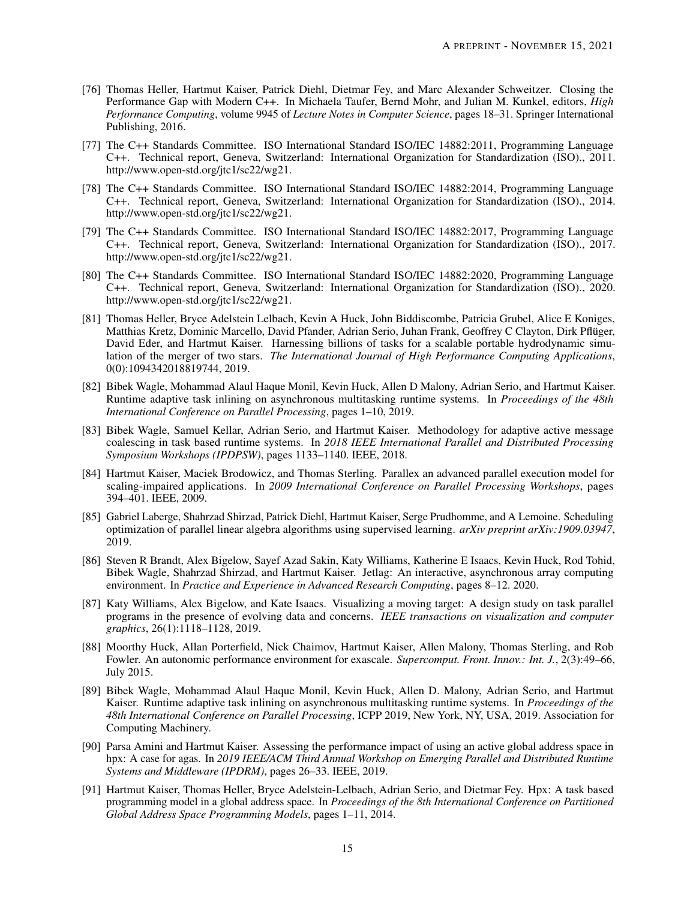[76] Thomas Heller, Hartmut Kaiser, Patrick Diehl, Dietmar Fey, and Marc Alexander Schweitzer. Closing the Performance Gap with Modern C++. In Michaela Taufer, Bernd Mohr, and Julian M. Kunkel, editors, *High Performance Computing*, volume 9945 of *Lecture Notes in Computer Science*, pages 18–31. Springer International Publishing, 2016.

[77] The C++ Standards Committee. ISO International Standard ISO/IEC 14882:2011, Programming Language C++. Technical report, Geneva, Switzerland: International Organization for Standardization (ISO)., 2011. http://www.open-std.org/jtc1/sc22/wg21.

[78] The C++ Standards Committee. ISO International Standard ISO/IEC 14882:2014, Programming Language C++. Technical report, Geneva, Switzerland: International Organization for Standardization (ISO)., 2014. http://www.open-std.org/jtc1/sc22/wg21.

[79] The C++ Standards Committee. ISO International Standard ISO/IEC 14882:2017, Programming Language C++. Technical report, Geneva, Switzerland: International Organization for Standardization (ISO)., 2017. http://www.open-std.org/jtc1/sc22/wg21.

[80] The C++ Standards Committee. ISO International Standard ISO/IEC 14882:2020, Programming Language C++. Technical report, Geneva, Switzerland: International Organization for Standardization (ISO)., 2020. http://www.open-std.org/jtc1/sc22/wg21.

[81] Thomas Heller, Bryce Adelstein Lelbach, Kevin A Huck, John Biddiscombe, Patricia Grubel, Alice E Koniges, Matthias Kretz, Dominic Marcello, David Pfander, Adrian Serio, Juhan Frank, Geoffrey C Clayton, Dirk Pflüger, David Eder, and Hartmut Kaiser. Harnessing billions of tasks for a scalable portable hydrodynamic simulation of the merger of two stars. *The International Journal of High Performance Computing Applications*, 0(0):1094342018819744, 2019.

[82] Bibek Wagle, Mohammad Alaul Haque Monil, Kevin Huck, Allen D Malony, Adrian Serio, and Hartmut Kaiser. Runtime adaptive task inlining on asynchronous multitasking runtime systems. In *Proceedings of the 48th International Conference on Parallel Processing*, pages 1–10, 2019.

[83] Bibek Wagle, Samuel Kellar, Adrian Serio, and Hartmut Kaiser. Methodology for adaptive active message coalescing in task based runtime systems. In *2018 IEEE International Parallel and Distributed Processing Symposium Workshops (IPDPSW)*, pages 1133–1140. IEEE, 2018.

[84] Hartmut Kaiser, Maciek Brodowicz, and Thomas Sterling. Parallex an advanced parallel execution model for scaling-impaired applications. In *2009 International Conference on Parallel Processing Workshops*, pages 394–401. IEEE, 2009.

[85] Gabriel Laberge, Shahrzad Shirzad, Patrick Diehl, Hartmut Kaiser, Serge Prudhomme, and A Lemoine. Scheduling optimization of parallel linear algebra algorithms using supervised learning. *arXiv preprint arXiv:1909.03947*, 2019.

[86] Steven R Brandt, Alex Bigelow, Sayef Azad Sakin, Katy Williams, Katherine E Isaacs, Kevin Huck, Rod Tohid, Bibek Wagle, Shahrzad Shirzad, and Hartmut Kaiser. Jetlag: An interactive, asynchronous array computing environment. In *Practice and Experience in Advanced Research Computing*, pages 8–12. 2020.

[87] Katy Williams, Alex Bigelow, and Kate Isaacs. Visualizing a moving target: A design study on task parallel programs in the presence of evolving data and concerns. *IEEE transactions on visualization and computer graphics*, 26(1):1118–1128, 2019.

[88] Moorthy Huck, Allan Porterfield, Nick Chaimov, Hartmut Kaiser, Allen Malony, Thomas Sterling, and Rob Fowler. An autonomic performance environment for exascale. *Supercomput. Front. Innov.: Int. J.*, 2(3):49–66, July 2015.

[89] Bibek Wagle, Mohammad Alaul Haque Monil, Kevin Huck, Allen D. Malony, Adrian Serio, and Hartmut Kaiser. Runtime adaptive task inlining on asynchronous multitasking runtime systems. In *Proceedings of the 48th International Conference on Parallel Processing*, ICPP 2019, New York, NY, USA, 2019. Association for Computing Machinery.

[90] Parsa Amini and Hartmut Kaiser. Assessing the performance impact of using an active global address space in hpx: A case for agas. In *2019 IEEE/ACM Third Annual Workshop on Emerging Parallel and Distributed Runtime Systems and Middleware (IPDRM)*, pages 26–33. IEEE, 2019.

[91] Hartmut Kaiser, Thomas Heller, Bryce Adelstein-Lelbach, Adrian Serio, and Dietmar Fey. Hpx: A task based programming model in a global address space. In *Proceedings of the 8th International Conference on Partitioned Global Address Space Programming Models*, pages 1–11, 2014.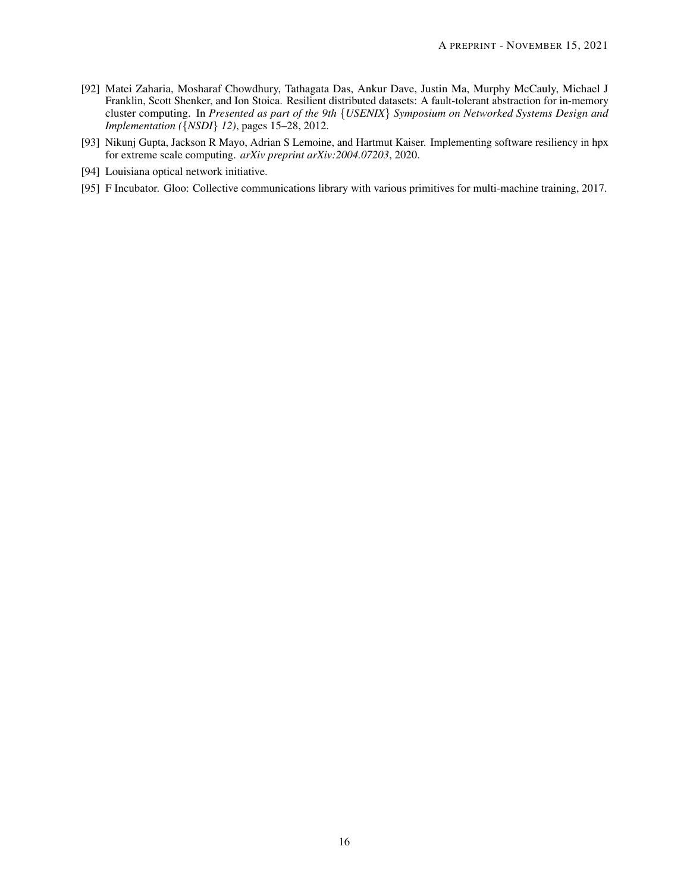[92] Matei Zaharia, Mosharaf Chowdhury, Tathagata Das, Ankur Dave, Justin Ma, Murphy McCauly, Michael J Franklin, Scott Shenker, and Ion Stoica. Resilient distributed datasets: A fault-tolerant abstraction for in-memory cluster computing. In *Presented as part of the 9th {USENIX} Symposium on Networked Systems Design and Implementation ({NSDI} 12)*, pages 15–28, 2012.

[93] Nikunj Gupta, Jackson R Mayo, Adrian S Lemoine, and Hartmut Kaiser. Implementing software resiliency in hpx for extreme scale computing. *arXiv preprint arXiv:2004.07203*, 2020.

[94] Louisiana optical network initiative.

[95] F Incubator. Gloo: Collective communications library with various primitives for multi-machine training, 2017.